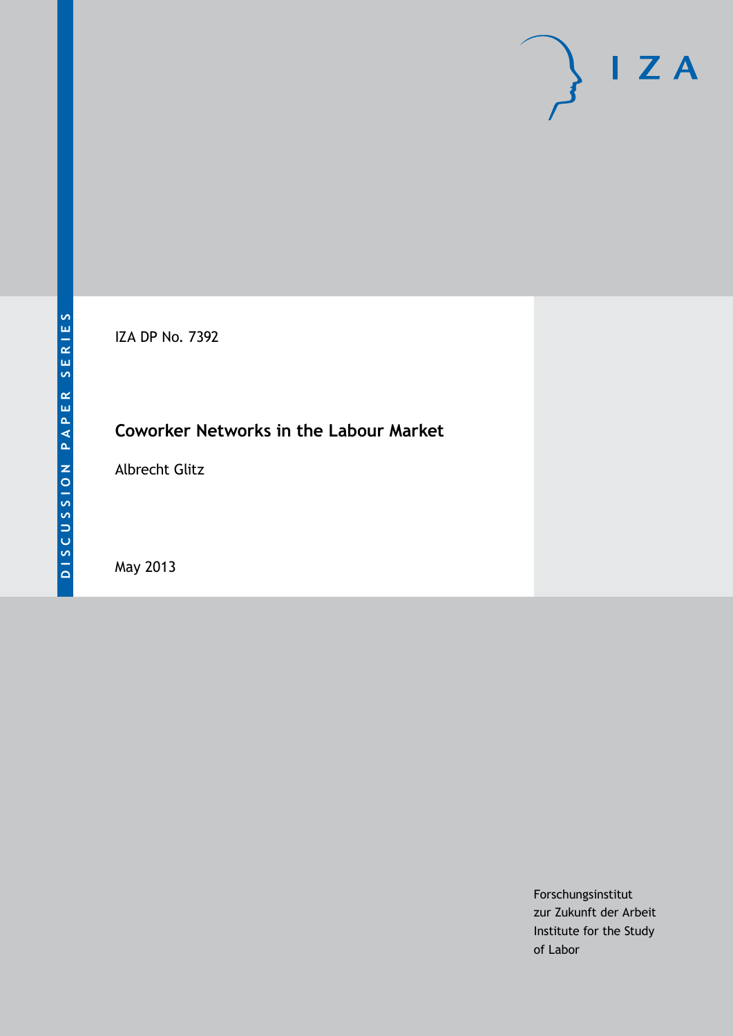DISCUSSION PAPER SERIES

IZA DP No. 7392

# Coworker Networks in the Labour Market

Albrecht Glitz

May 2013

Forschungsinstitut
zur Zukunft der Arbeit
Institute for the Study
of Labor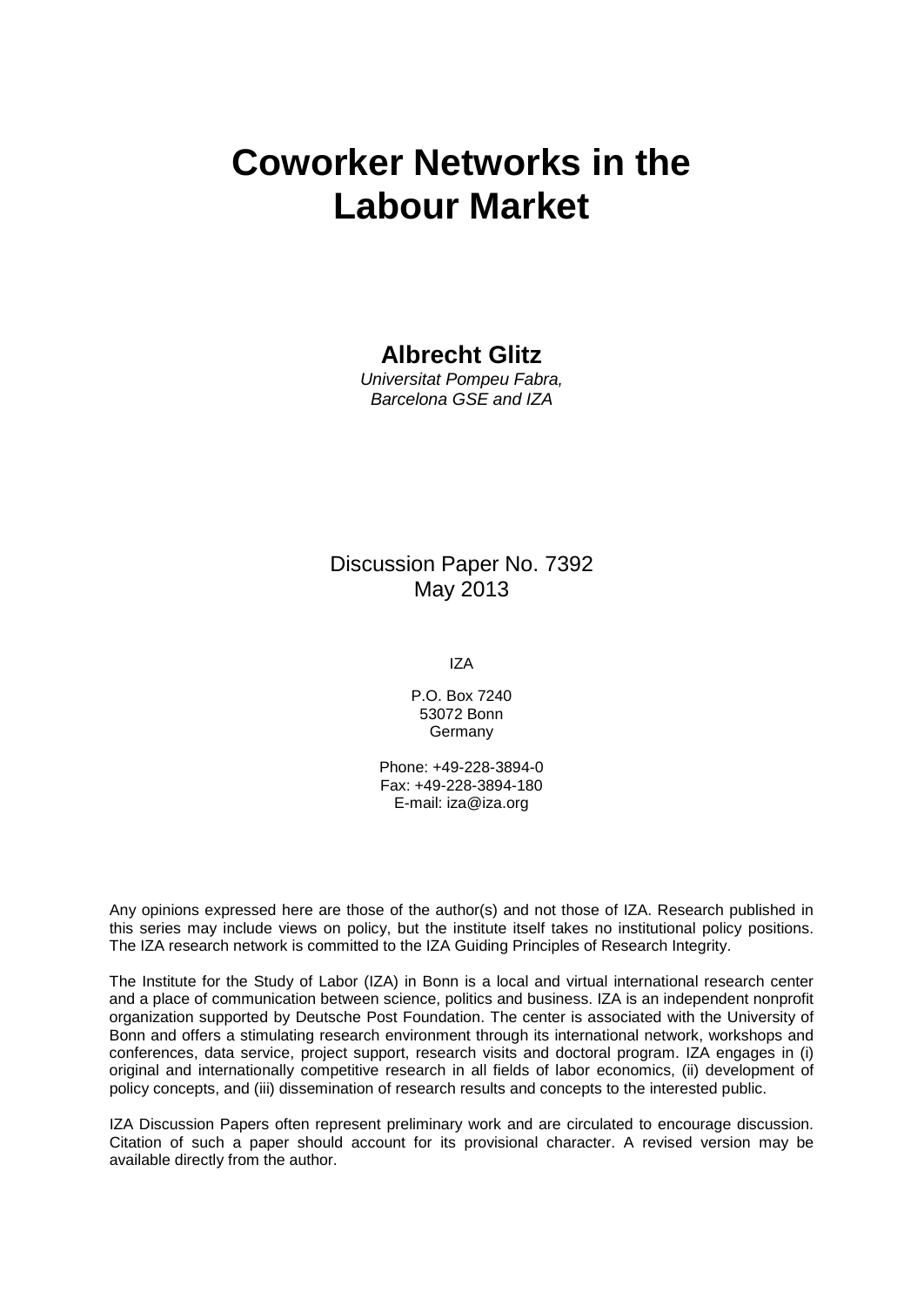# Coworker Networks in the Labour Market

**Albrecht Glitz**

*Universitat Pompeu Fabra,*
*Barcelona GSE and IZA*

Discussion Paper No. 7392
May 2013

IZA

P.O. Box 7240
53072 Bonn
Germany

Phone: +49-228-3894-0
Fax: +49-228-3894-180
E-mail: iza@iza.org

Any opinions expressed here are those of the author(s) and not those of IZA. Research published in this series may include views on policy, but the institute itself takes no institutional policy positions. The IZA research network is committed to the IZA Guiding Principles of Research Integrity.

The Institute for the Study of Labor (IZA) in Bonn is a local and virtual international research center and a place of communication between science, politics and business. IZA is an independent nonprofit organization supported by Deutsche Post Foundation. The center is associated with the University of Bonn and offers a stimulating research environment through its international network, workshops and conferences, data service, project support, research visits and doctoral program. IZA engages in (i) original and internationally competitive research in all fields of labor economics, (ii) development of policy concepts, and (iii) dissemination of research results and concepts to the interested public.

IZA Discussion Papers often represent preliminary work and are circulated to encourage discussion. Citation of such a paper should account for its provisional character. A revised version may be available directly from the author.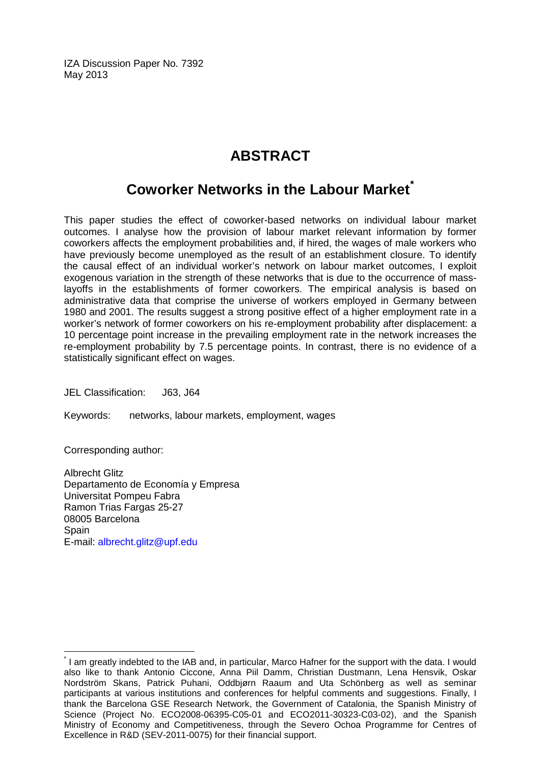IZA Discussion Paper No. 7392
May 2013

# ABSTRACT

## Coworker Networks in the Labour Market[*]

This paper studies the effect of coworker-based networks on individual labour market outcomes. I analyse how the provision of labour market relevant information by former coworkers affects the employment probabilities and, if hired, the wages of male workers who have previously become unemployed as the result of an establishment closure. To identify the causal effect of an individual worker's network on labour market outcomes, I exploit exogenous variation in the strength of these networks that is due to the occurrence of mass-layoffs in the establishments of former coworkers. The empirical analysis is based on administrative data that comprise the universe of workers employed in Germany between 1980 and 2001. The results suggest a strong positive effect of a higher employment rate in a worker's network of former coworkers on his re-employment probability after displacement: a 10 percentage point increase in the prevailing employment rate in the network increases the re-employment probability by 7.5 percentage points. In contrast, there is no evidence of a statistically significant effect on wages.

JEL Classification: J63, J64

Keywords: networks, labour markets, employment, wages

Corresponding author:

Albrecht Glitz
Departamento de Economía y Empresa
Universitat Pompeu Fabra
Ramon Trias Fargas 25-27
08005 Barcelona
Spain
E-mail: albrecht.glitz@upf.edu

[*] I am greatly indebted to the IAB and, in particular, Marco Hafner for the support with the data. I would also like to thank Antonio Ciccone, Anna Piil Damm, Christian Dustmann, Lena Hensvik, Oskar Nordström Skans, Patrick Puhani, Oddbjørn Raaum and Uta Schönberg as well as seminar participants at various institutions and conferences for helpful comments and suggestions. Finally, I thank the Barcelona GSE Research Network, the Government of Catalonia, the Spanish Ministry of Science (Project No. ECO2008-06395-C05-01 and ECO2011-30323-C03-02), and the Spanish Ministry of Economy and Competitiveness, through the Severo Ochoa Programme for Centres of Excellence in R&D (SEV-2011-0075) for their financial support.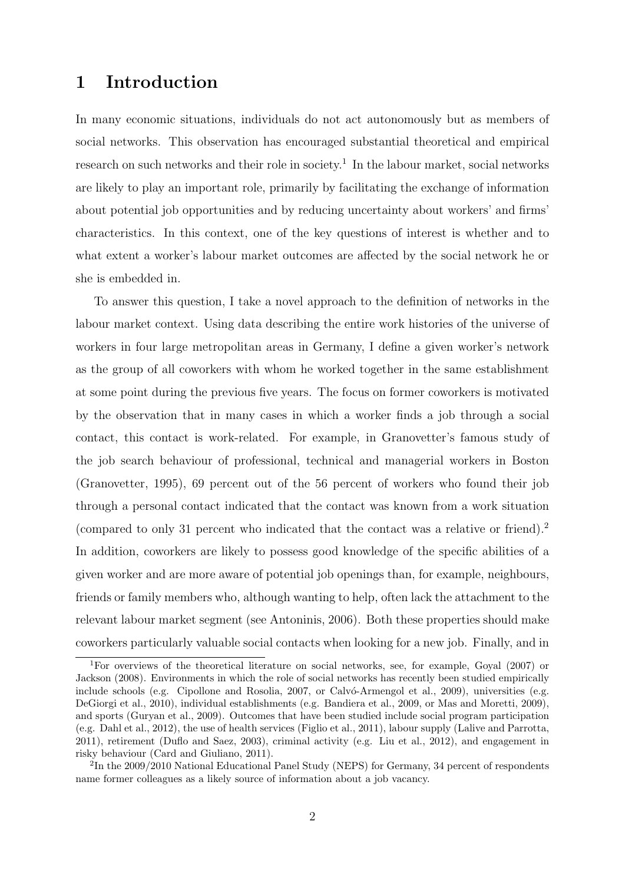# 1 Introduction

In many economic situations, individuals do not act autonomously but as members of social networks. This observation has encouraged substantial theoretical and empirical research on such networks and their role in society.[1] In the labour market, social networks are likely to play an important role, primarily by facilitating the exchange of information about potential job opportunities and by reducing uncertainty about workers' and firms' characteristics. In this context, one of the key questions of interest is whether and to what extent a worker's labour market outcomes are affected by the social network he or she is embedded in.

To answer this question, I take a novel approach to the definition of networks in the labour market context. Using data describing the entire work histories of the universe of workers in four large metropolitan areas in Germany, I define a given worker's network as the group of all coworkers with whom he worked together in the same establishment at some point during the previous five years. The focus on former coworkers is motivated by the observation that in many cases in which a worker finds a job through a social contact, this contact is work-related. For example, in Granovetter's famous study of the job search behaviour of professional, technical and managerial workers in Boston (Granovetter, 1995), 69 percent out of the 56 percent of workers who found their job through a personal contact indicated that the contact was known from a work situation (compared to only 31 percent who indicated that the contact was a relative or friend).[2] In addition, coworkers are likely to possess good knowledge of the specific abilities of a given worker and are more aware of potential job openings than, for example, neighbours, friends or family members who, although wanting to help, often lack the attachment to the relevant labour market segment (see Antoninis, 2006). Both these properties should make coworkers particularly valuable social contacts when looking for a new job. Finally, and in

[1] For overviews of the theoretical literature on social networks, see, for example, Goyal (2007) or Jackson (2008). Environments in which the role of social networks has recently been studied empirically include schools (e.g. Cipollone and Rosolia, 2007, or Calvó-Armengol et al., 2009), universities (e.g. DeGiorgi et al., 2010), individual establishments (e.g. Bandiera et al., 2009, or Mas and Moretti, 2009), and sports (Guryan et al., 2009). Outcomes that have been studied include social program participation (e.g. Dahl et al., 2012), the use of health services (Figlio et al., 2011), labour supply (Lalive and Parrotta, 2011), retirement (Duflo and Saez, 2003), criminal activity (e.g. Liu et al., 2012), and engagement in risky behaviour (Card and Giuliano, 2011).

[2] In the 2009/2010 National Educational Panel Study (NEPS) for Germany, 34 percent of respondents name former colleagues as a likely source of information about a job vacancy.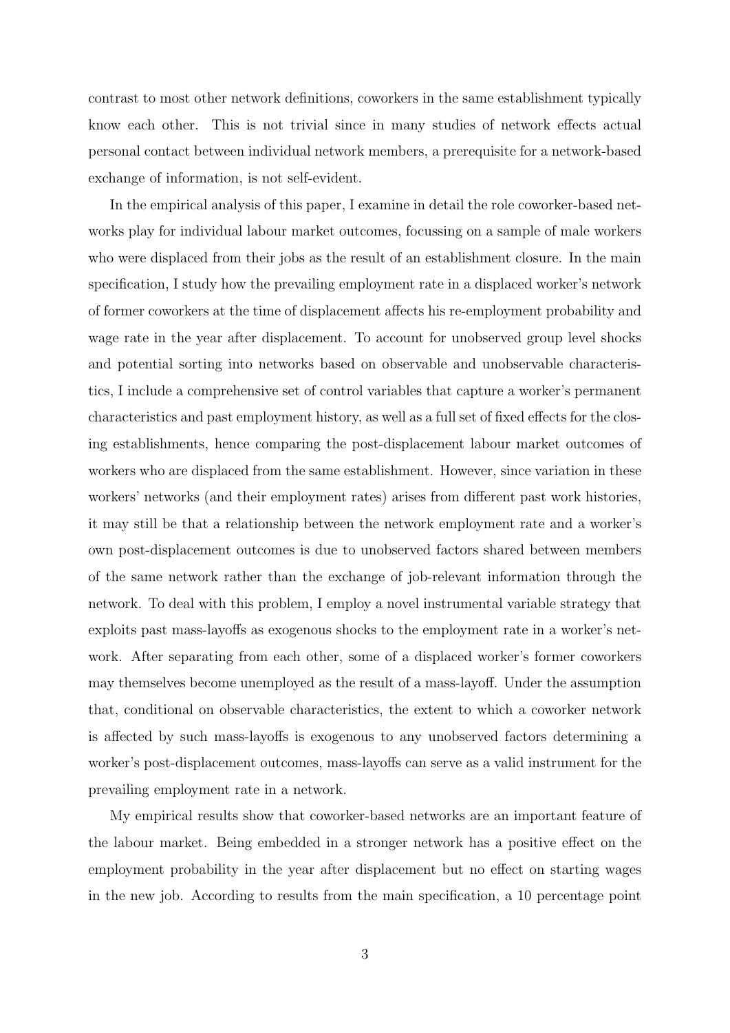contrast to most other network definitions, coworkers in the same establishment typically know each other. This is not trivial since in many studies of network effects actual personal contact between individual network members, a prerequisite for a network-based exchange of information, is not self-evident.

In the empirical analysis of this paper, I examine in detail the role coworker-based networks play for individual labour market outcomes, focussing on a sample of male workers who were displaced from their jobs as the result of an establishment closure. In the main specification, I study how the prevailing employment rate in a displaced worker's network of former coworkers at the time of displacement affects his re-employment probability and wage rate in the year after displacement. To account for unobserved group level shocks and potential sorting into networks based on observable and unobservable characteristics, I include a comprehensive set of control variables that capture a worker's permanent characteristics and past employment history, as well as a full set of fixed effects for the closing establishments, hence comparing the post-displacement labour market outcomes of workers who are displaced from the same establishment. However, since variation in these workers' networks (and their employment rates) arises from different past work histories, it may still be that a relationship between the network employment rate and a worker's own post-displacement outcomes is due to unobserved factors shared between members of the same network rather than the exchange of job-relevant information through the network. To deal with this problem, I employ a novel instrumental variable strategy that exploits past mass-layoffs as exogenous shocks to the employment rate in a worker's network. After separating from each other, some of a displaced worker's former coworkers may themselves become unemployed as the result of a mass-layoff. Under the assumption that, conditional on observable characteristics, the extent to which a coworker network is affected by such mass-layoffs is exogenous to any unobserved factors determining a worker's post-displacement outcomes, mass-layoffs can serve as a valid instrument for the prevailing employment rate in a network.

My empirical results show that coworker-based networks are an important feature of the labour market. Being embedded in a stronger network has a positive effect on the employment probability in the year after displacement but no effect on starting wages in the new job. According to results from the main specification, a 10 percentage point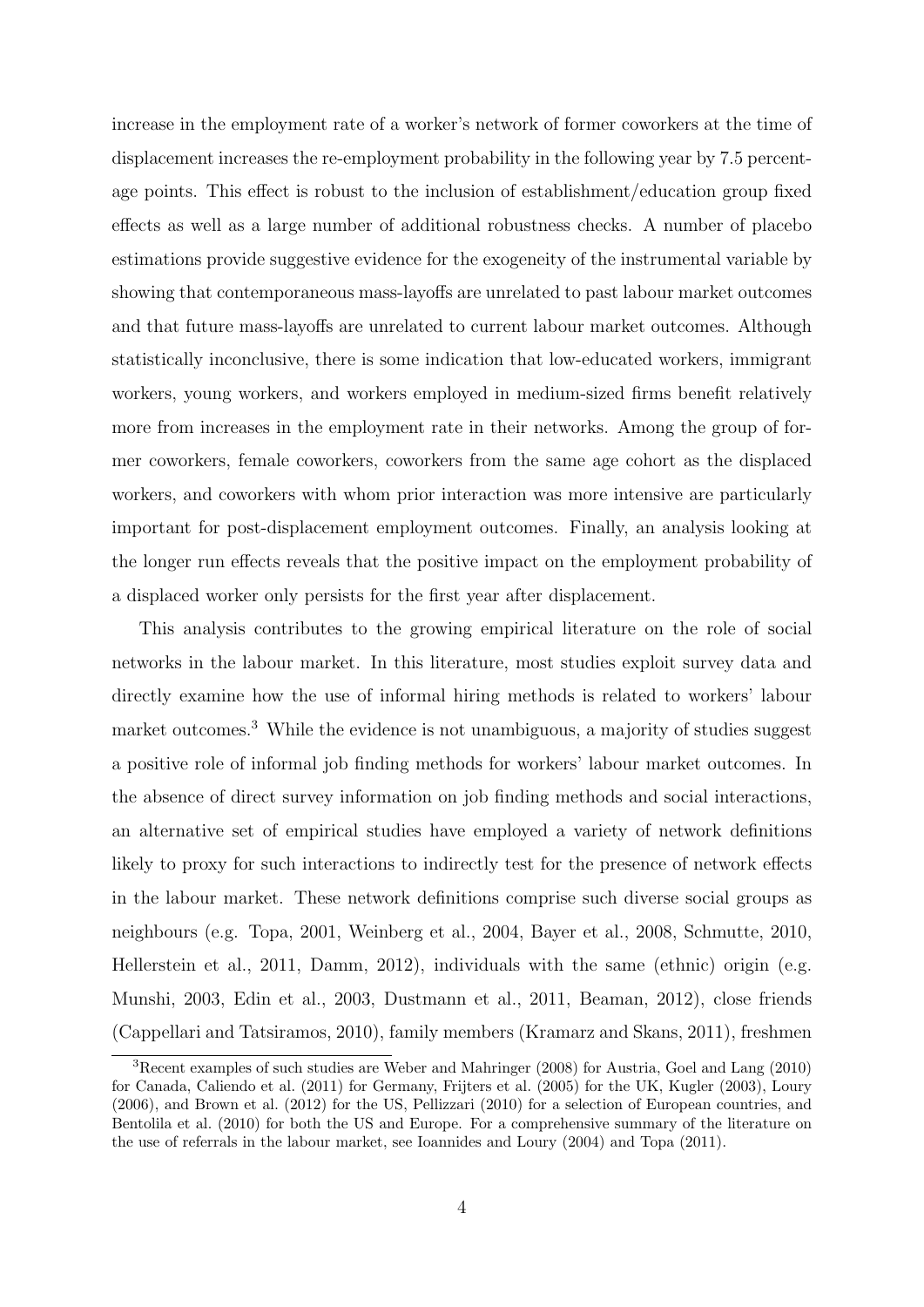increase in the employment rate of a worker's network of former coworkers at the time of displacement increases the re-employment probability in the following year by 7.5 percentage points. This effect is robust to the inclusion of establishment/education group fixed effects as well as a large number of additional robustness checks. A number of placebo estimations provide suggestive evidence for the exogeneity of the instrumental variable by showing that contemporaneous mass-layoffs are unrelated to past labour market outcomes and that future mass-layoffs are unrelated to current labour market outcomes. Although statistically inconclusive, there is some indication that low-educated workers, immigrant workers, young workers, and workers employed in medium-sized firms benefit relatively more from increases in the employment rate in their networks. Among the group of former coworkers, female coworkers, coworkers from the same age cohort as the displaced workers, and coworkers with whom prior interaction was more intensive are particularly important for post-displacement employment outcomes. Finally, an analysis looking at the longer run effects reveals that the positive impact on the employment probability of a displaced worker only persists for the first year after displacement.

This analysis contributes to the growing empirical literature on the role of social networks in the labour market. In this literature, most studies exploit survey data and directly examine how the use of informal hiring methods is related to workers' labour market outcomes.[3] While the evidence is not unambiguous, a majority of studies suggest a positive role of informal job finding methods for workers' labour market outcomes. In the absence of direct survey information on job finding methods and social interactions, an alternative set of empirical studies have employed a variety of network definitions likely to proxy for such interactions to indirectly test for the presence of network effects in the labour market. These network definitions comprise such diverse social groups as neighbours (e.g. Topa, 2001, Weinberg et al., 2004, Bayer et al., 2008, Schmutte, 2010, Hellerstein et al., 2011, Damm, 2012), individuals with the same (ethnic) origin (e.g. Munshi, 2003, Edin et al., 2003, Dustmann et al., 2011, Beaman, 2012), close friends (Cappellari and Tatsiramos, 2010), family members (Kramarz and Skans, 2011), freshmen

[3] Recent examples of such studies are Weber and Mahringer (2008) for Austria, Goel and Lang (2010) for Canada, Caliendo et al. (2011) for Germany, Frijters et al. (2005) for the UK, Kugler (2003), Loury (2006), and Brown et al. (2012) for the US, Pellizzari (2010) for a selection of European countries, and Bentolila et al. (2010) for both the US and Europe. For a comprehensive summary of the literature on the use of referrals in the labour market, see Ioannides and Loury (2004) and Topa (2011).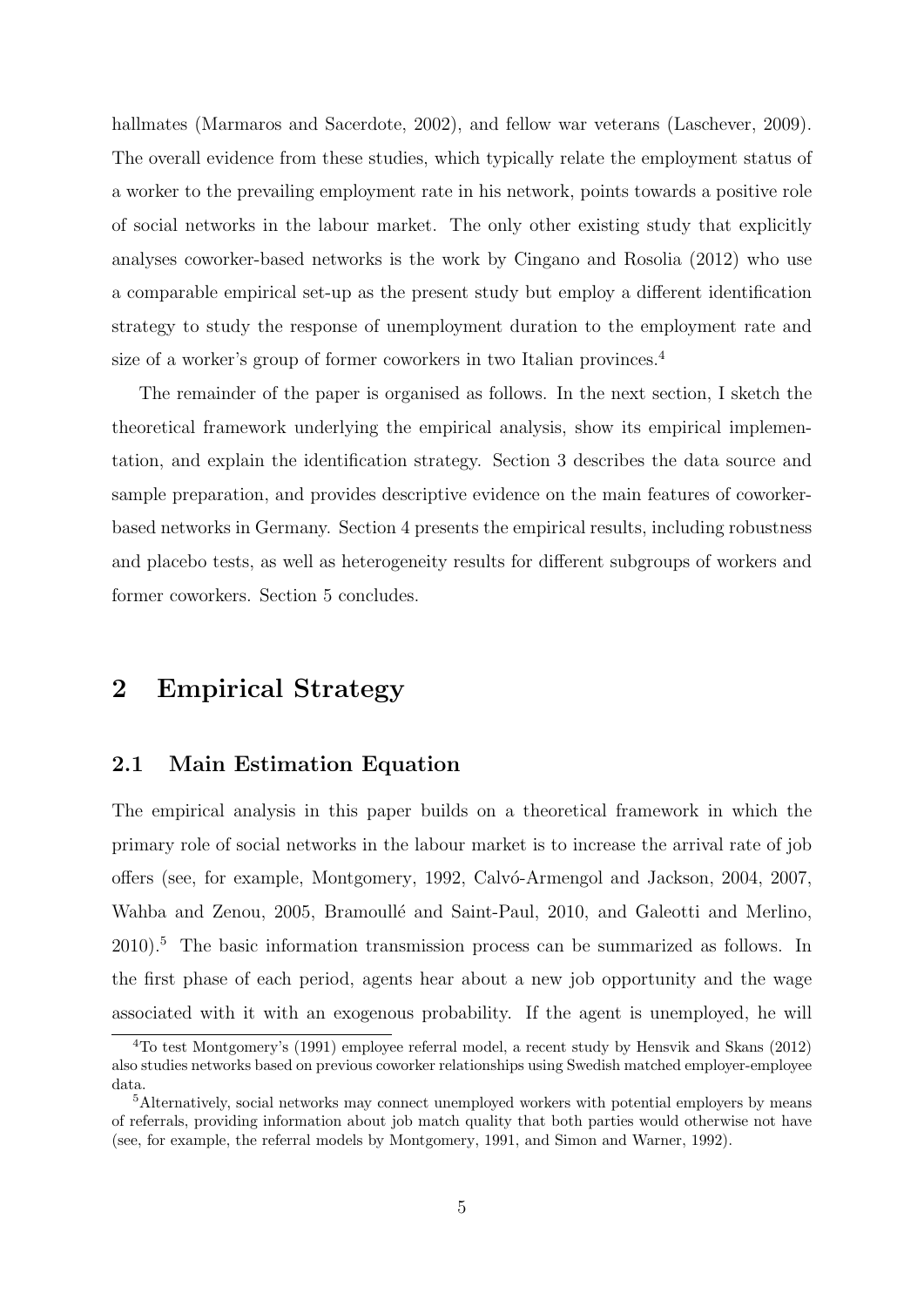hallmates (Marmaros and Sacerdote, 2002), and fellow war veterans (Laschever, 2009). The overall evidence from these studies, which typically relate the employment status of a worker to the prevailing employment rate in his network, points towards a positive role of social networks in the labour market. The only other existing study that explicitly analyses coworker-based networks is the work by Cingano and Rosolia (2012) who use a comparable empirical set-up as the present study but employ a different identification strategy to study the response of unemployment duration to the employment rate and size of a worker's group of former coworkers in two Italian provinces.[4]

The remainder of the paper is organised as follows. In the next section, I sketch the theoretical framework underlying the empirical analysis, show its empirical implementation, and explain the identification strategy. Section 3 describes the data source and sample preparation, and provides descriptive evidence on the main features of coworker-based networks in Germany. Section 4 presents the empirical results, including robustness and placebo tests, as well as heterogeneity results for different subgroups of workers and former coworkers. Section 5 concludes.

# 2 Empirical Strategy

## 2.1 Main Estimation Equation

The empirical analysis in this paper builds on a theoretical framework in which the primary role of social networks in the labour market is to increase the arrival rate of job offers (see, for example, Montgomery, 1992, Calvó-Armengol and Jackson, 2004, 2007, Wahba and Zenou, 2005, Bramoullé and Saint-Paul, 2010, and Galeotti and Merlino, 2010).[5] The basic information transmission process can be summarized as follows. In the first phase of each period, agents hear about a new job opportunity and the wage associated with it with an exogenous probability. If the agent is unemployed, he will

[4] To test Montgomery's (1991) employee referral model, a recent study by Hensvik and Skans (2012) also studies networks based on previous coworker relationships using Swedish matched employer-employee data.

[5] Alternatively, social networks may connect unemployed workers with potential employers by means of referrals, providing information about job match quality that both parties would otherwise not have (see, for example, the referral models by Montgomery, 1991, and Simon and Warner, 1992).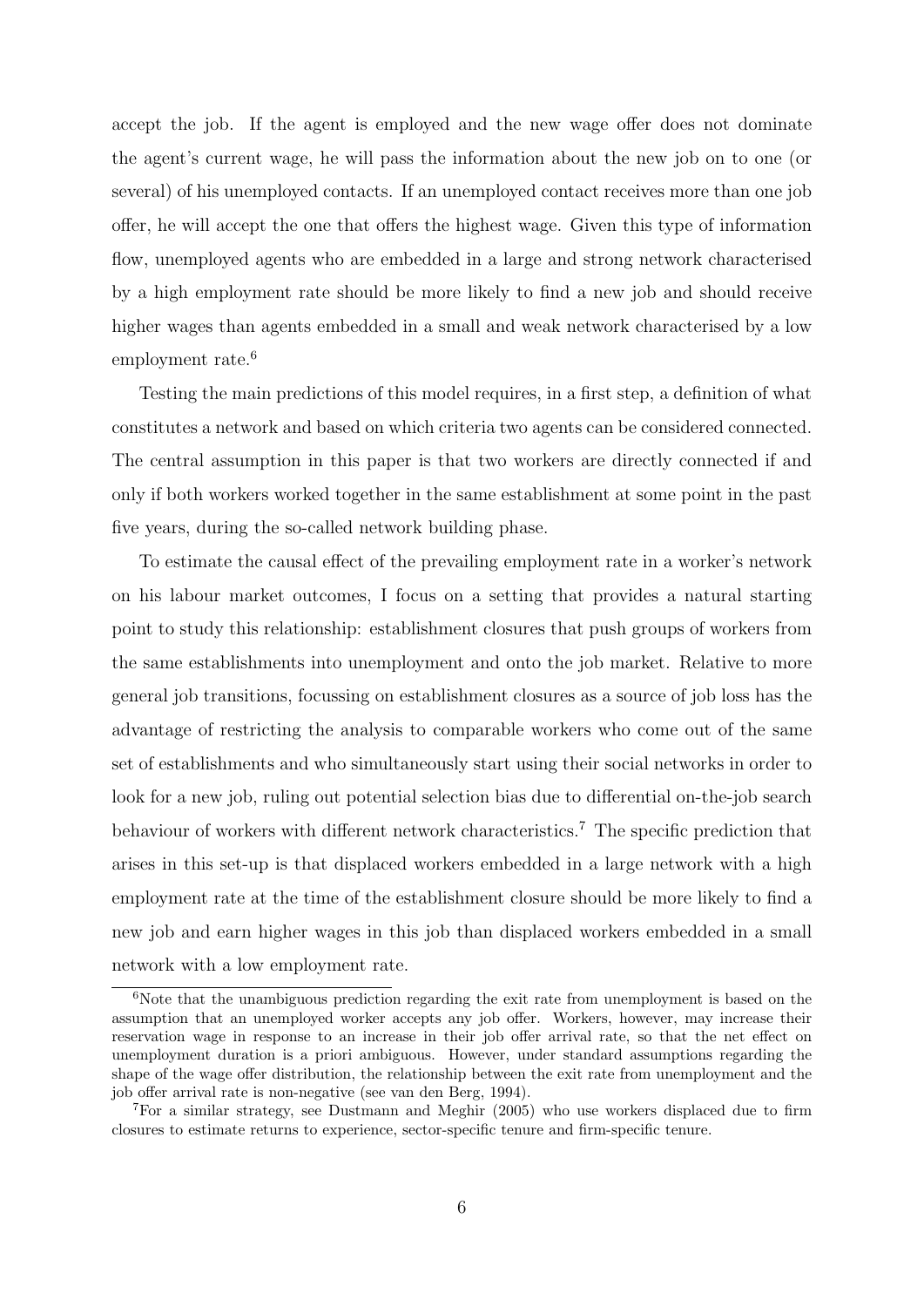accept the job. If the agent is employed and the new wage offer does not dominate the agent's current wage, he will pass the information about the new job on to one (or several) of his unemployed contacts. If an unemployed contact receives more than one job offer, he will accept the one that offers the highest wage. Given this type of information flow, unemployed agents who are embedded in a large and strong network characterised by a high employment rate should be more likely to find a new job and should receive higher wages than agents embedded in a small and weak network characterised by a low employment rate.[6]

Testing the main predictions of this model requires, in a first step, a definition of what constitutes a network and based on which criteria two agents can be considered connected. The central assumption in this paper is that two workers are directly connected if and only if both workers worked together in the same establishment at some point in the past five years, during the so-called network building phase.

To estimate the causal effect of the prevailing employment rate in a worker's network on his labour market outcomes, I focus on a setting that provides a natural starting point to study this relationship: establishment closures that push groups of workers from the same establishments into unemployment and onto the job market. Relative to more general job transitions, focussing on establishment closures as a source of job loss has the advantage of restricting the analysis to comparable workers who come out of the same set of establishments and who simultaneously start using their social networks in order to look for a new job, ruling out potential selection bias due to differential on-the-job search behaviour of workers with different network characteristics.[7] The specific prediction that arises in this set-up is that displaced workers embedded in a large network with a high employment rate at the time of the establishment closure should be more likely to find a new job and earn higher wages in this job than displaced workers embedded in a small network with a low employment rate.

[6]Note that the unambiguous prediction regarding the exit rate from unemployment is based on the assumption that an unemployed worker accepts any job offer. Workers, however, may increase their reservation wage in response to an increase in their job offer arrival rate, so that the net effect on unemployment duration is a priori ambiguous. However, under standard assumptions regarding the shape of the wage offer distribution, the relationship between the exit rate from unemployment and the job offer arrival rate is non-negative (see van den Berg, 1994).

[7]For a similar strategy, see Dustmann and Meghir (2005) who use workers displaced due to firm closures to estimate returns to experience, sector-specific tenure and firm-specific tenure.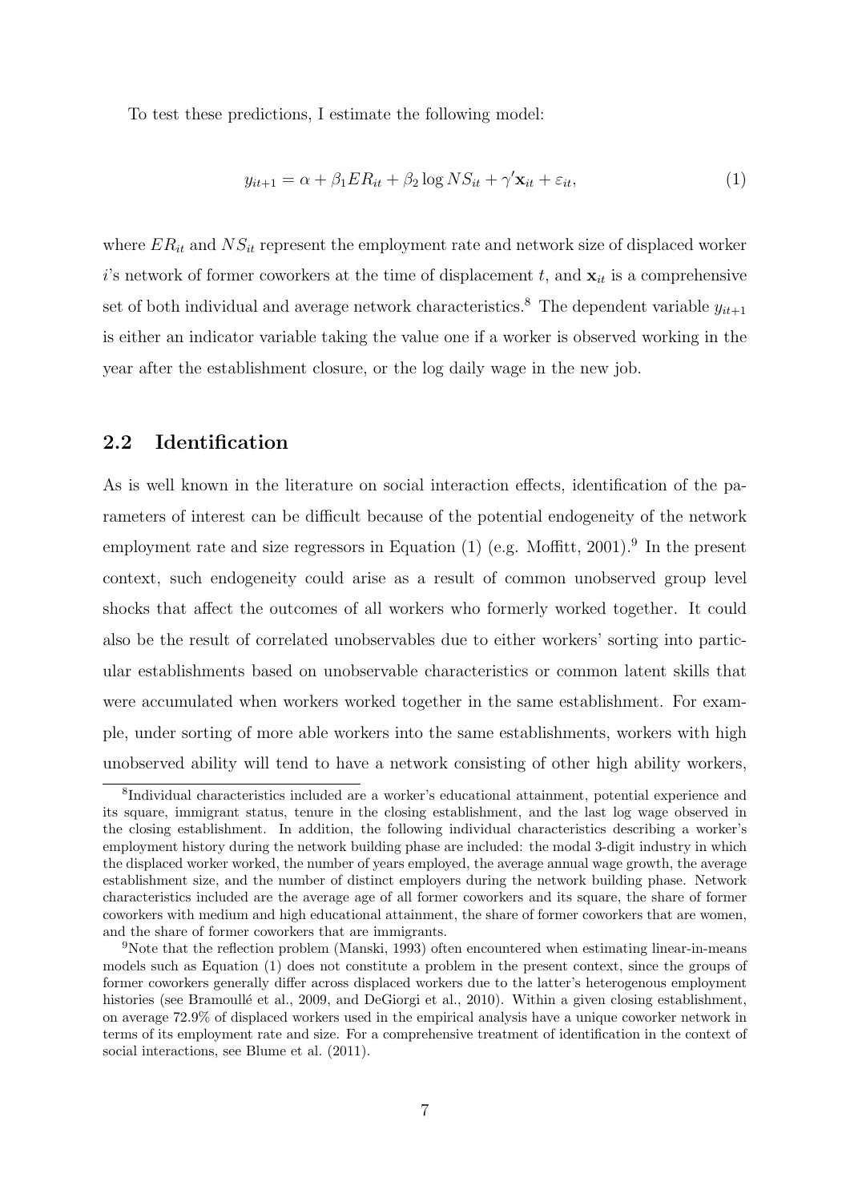To test these predictions, I estimate the following model:

$$y_{it+1} = \alpha + \beta_1 ER_{it} + \beta_2 \log NS_{it} + \gamma' \mathbf{x}_{it} + \varepsilon_{it}, \tag{1}$$

where $ER_{it}$ and $NS_{it}$ represent the employment rate and network size of displaced worker $i$'s network of former coworkers at the time of displacement $t$, and $\mathbf{x}_{it}$ is a comprehensive set of both individual and average network characteristics.[8] The dependent variable $y_{it+1}$ is either an indicator variable taking the value one if a worker is observed working in the year after the establishment closure, or the log daily wage in the new job.

## 2.2 Identification

As is well known in the literature on social interaction effects, identification of the parameters of interest can be difficult because of the potential endogeneity of the network employment rate and size regressors in Equation (1) (e.g. Moffitt, 2001).[9] In the present context, such endogeneity could arise as a result of common unobserved group level shocks that affect the outcomes of all workers who formerly worked together. It could also be the result of correlated unobservables due to either workers' sorting into particular establishments based on unobservable characteristics or common latent skills that were accumulated when workers worked together in the same establishment. For example, under sorting of more able workers into the same establishments, workers with high unobserved ability will tend to have a network consisting of other high ability workers,

---

[8] Individual characteristics included are a worker's educational attainment, potential experience and its square, immigrant status, tenure in the closing establishment, and the last log wage observed in the closing establishment. In addition, the following individual characteristics describing a worker's employment history during the network building phase are included: the modal 3-digit industry in which the displaced worker worked, the number of years employed, the average annual wage growth, the average establishment size, and the number of distinct employers during the network building phase. Network characteristics included are the average age of all former coworkers and its square, the share of former coworkers with medium and high educational attainment, the share of former coworkers that are women, and the share of former coworkers that are immigrants.

[9] Note that the reflection problem (Manski, 1993) often encountered when estimating linear-in-means models such as Equation (1) does not constitute a problem in the present context, since the groups of former coworkers generally differ across displaced workers due to the latter's heterogenous employment histories (see Bramoullé et al., 2009, and DeGiorgi et al., 2010). Within a given closing establishment, on average 72.9% of displaced workers used in the empirical analysis have a unique coworker network in terms of its employment rate and size. For a comprehensive treatment of identification in the context of social interactions, see Blume et al. (2011).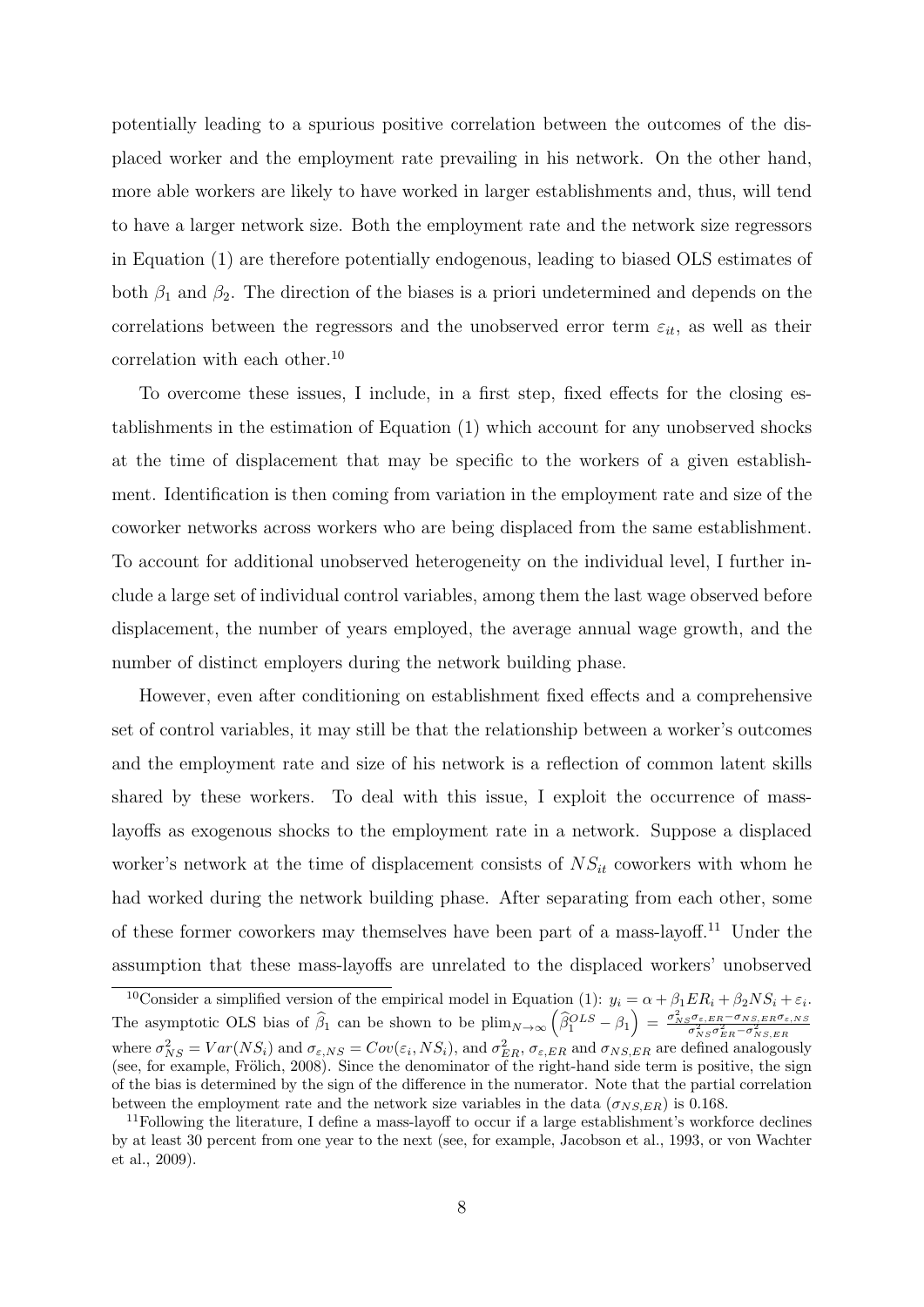potentially leading to a spurious positive correlation between the outcomes of the displaced worker and the employment rate prevailing in his network. On the other hand, more able workers are likely to have worked in larger establishments and, thus, will tend to have a larger network size. Both the employment rate and the network size regressors in Equation (1) are therefore potentially endogenous, leading to biased OLS estimates of both $\beta_1$ and $\beta_2$. The direction of the biases is a priori undetermined and depends on the correlations between the regressors and the unobserved error term $\varepsilon_{it}$, as well as their correlation with each other.[10]

To overcome these issues, I include, in a first step, fixed effects for the closing establishments in the estimation of Equation (1) which account for any unobserved shocks at the time of displacement that may be specific to the workers of a given establishment. Identification is then coming from variation in the employment rate and size of the coworker networks across workers who are being displaced from the same establishment. To account for additional unobserved heterogeneity on the individual level, I further include a large set of individual control variables, among them the last wage observed before displacement, the number of years employed, the average annual wage growth, and the number of distinct employers during the network building phase.

However, even after conditioning on establishment fixed effects and a comprehensive set of control variables, it may still be that the relationship between a worker's outcomes and the employment rate and size of his network is a reflection of common latent skills shared by these workers. To deal with this issue, I exploit the occurrence of mass-layoffs as exogenous shocks to the employment rate in a network. Suppose a displaced worker's network at the time of displacement consists of $NS_{it}$ coworkers with whom he had worked during the network building phase. After separating from each other, some of these former coworkers may themselves have been part of a mass-layoff.[11] Under the assumption that these mass-layoffs are unrelated to the displaced workers' unobserved

[10] Consider a simplified version of the empirical model in Equation (1): $y_i = \alpha + \beta_1 ER_i + \beta_2 NS_i + \varepsilon_i$. The asymptotic OLS bias of $\widehat{\beta}_1$ can be shown to be $\text{plim}_{N\to\infty}\left(\widehat{\beta}_1^{OLS} - \beta_1\right) = \frac{\sigma^2_{NS}\sigma_{\varepsilon,ER} - \sigma_{NS,ER}\sigma_{\varepsilon,NS}}{\sigma^2_{NS}\sigma^2_{ER} - \sigma^2_{NS,ER}}$ where $\sigma^2_{NS} = Var(NS_i)$ and $\sigma_{\varepsilon,NS} = Cov(\varepsilon_i, NS_i)$, and $\sigma^2_{ER}$, $\sigma_{\varepsilon,ER}$ and $\sigma_{NS,ER}$ are defined analogously (see, for example, Frölich, 2008). Since the denominator of the right-hand side term is positive, the sign of the bias is determined by the sign of the difference in the numerator. Note that the partial correlation between the employment rate and the network size variables in the data ($\sigma_{NS,ER}$) is 0.168.

[11] Following the literature, I define a mass-layoff to occur if a large establishment's workforce declines by at least 30 percent from one year to the next (see, for example, Jacobson et al., 1993, or von Wachter et al., 2009).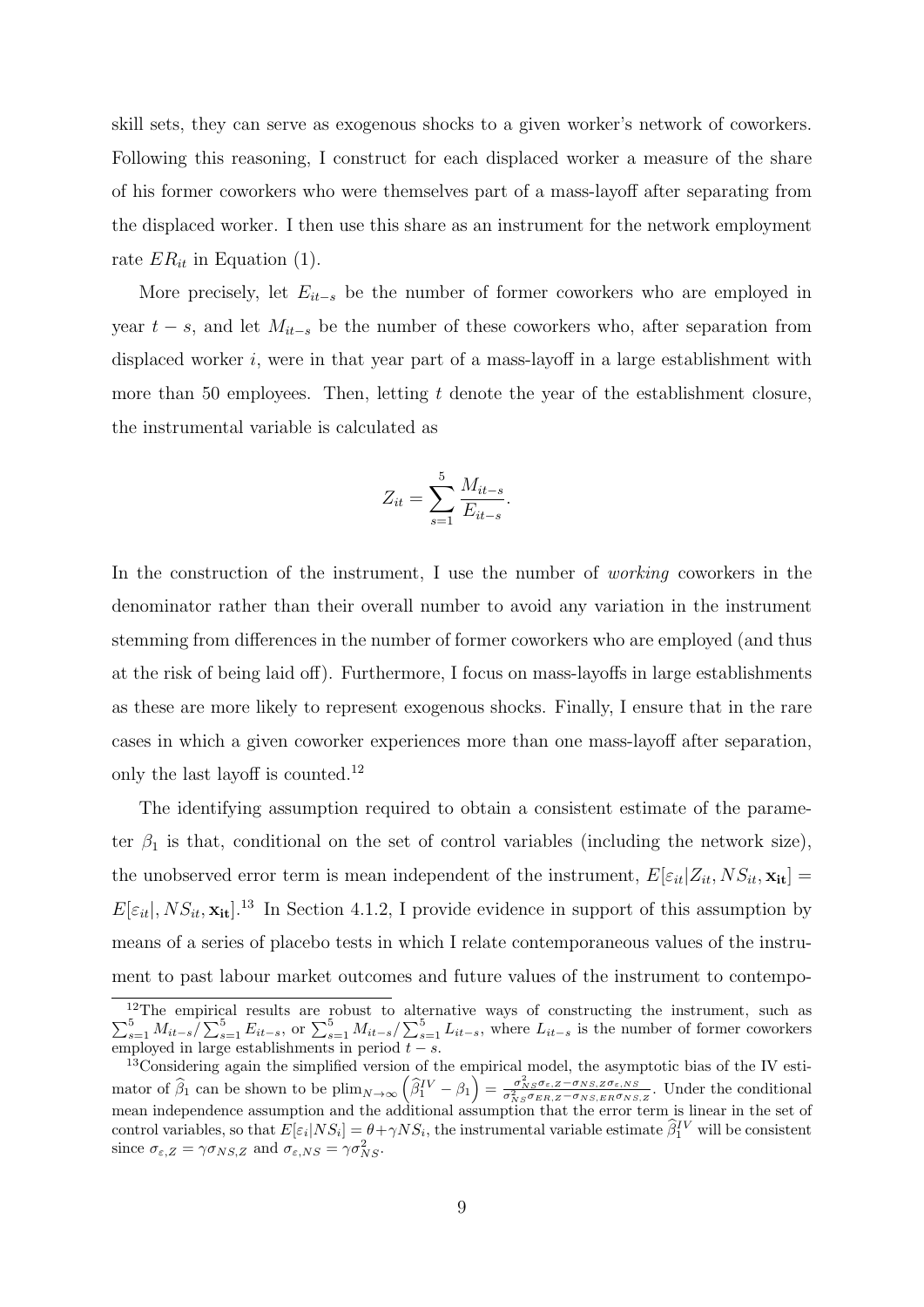skill sets, they can serve as exogenous shocks to a given worker's network of coworkers. Following this reasoning, I construct for each displaced worker a measure of the share of his former coworkers who were themselves part of a mass-layoff after separating from the displaced worker. I then use this share as an instrument for the network employment rate $ER_{it}$ in Equation (1).

More precisely, let $E_{it-s}$ be the number of former coworkers who are employed in year $t-s$, and let $M_{it-s}$ be the number of these coworkers who, after separation from displaced worker $i$, were in that year part of a mass-layoff in a large establishment with more than 50 employees. Then, letting $t$ denote the year of the establishment closure, the instrumental variable is calculated as

$$Z_{it} = \sum_{s=1}^{5} \frac{M_{it-s}}{E_{it-s}}.$$

In the construction of the instrument, I use the number of *working* coworkers in the denominator rather than their overall number to avoid any variation in the instrument stemming from differences in the number of former coworkers who are employed (and thus at the risk of being laid off). Furthermore, I focus on mass-layoffs in large establishments as these are more likely to represent exogenous shocks. Finally, I ensure that in the rare cases in which a given coworker experiences more than one mass-layoff after separation, only the last layoff is counted.[12]

The identifying assumption required to obtain a consistent estimate of the parameter $\beta_1$ is that, conditional on the set of control variables (including the network size), the unobserved error term is mean independent of the instrument, $E[\varepsilon_{it}|Z_{it}, NS_{it}, \mathbf{x_{it}}] = E[\varepsilon_{it}|, NS_{it}, \mathbf{x_{it}}]$.[13] In Section 4.1.2, I provide evidence in support of this assumption by means of a series of placebo tests in which I relate contemporaneous values of the instrument to past labour market outcomes and future values of the instrument to contempo-

[12] The empirical results are robust to alternative ways of constructing the instrument, such as $\sum_{s=1}^{5} M_{it-s} / \sum_{s=1}^{5} E_{it-s}$, or $\sum_{s=1}^{5} M_{it-s} / \sum_{s=1}^{5} L_{it-s}$, where $L_{it-s}$ is the number of former coworkers employed in large establishments in period $t-s$.

[13] Considering again the simplified version of the empirical model, the asymptotic bias of the IV estimator of $\widehat{\beta}_1$ can be shown to be $\text{plim}_{N\to\infty}\left(\widehat{\beta}_1^{IV} - \beta_1\right) = \frac{\sigma^2_{NS}\sigma_{\varepsilon,Z} - \sigma_{NS,Z}\sigma_{\varepsilon,NS}}{\sigma^2_{NS}\sigma_{ER,Z} - \sigma_{NS,ER}\sigma_{NS,Z}}$. Under the conditional mean independence assumption and the additional assumption that the error term is linear in the set of control variables, so that $E[\varepsilon_i|NS_i] = \theta + \gamma NS_i$, the instrumental variable estimate $\widehat{\beta}_1^{IV}$ will be consistent since $\sigma_{\varepsilon,Z} = \gamma\sigma_{NS,Z}$ and $\sigma_{\varepsilon,NS} = \gamma\sigma^2_{NS}$.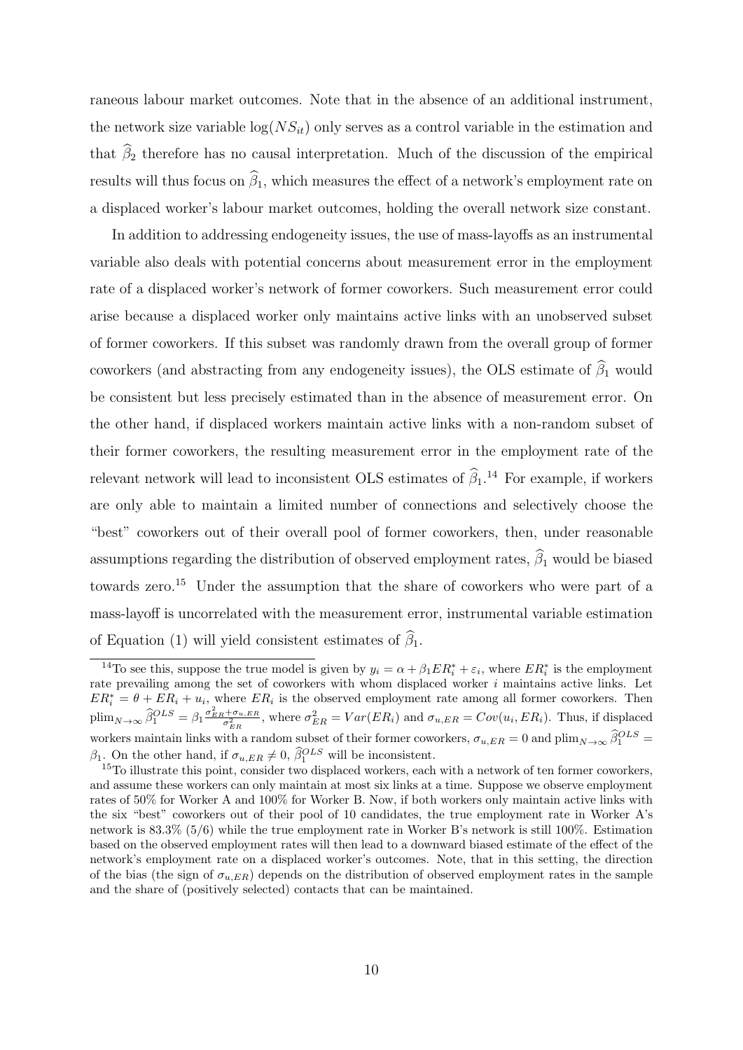raneous labour market outcomes. Note that in the absence of an additional instrument, the network size variable $\log(NS_{it})$ only serves as a control variable in the estimation and that $\widehat{\beta}_2$ therefore has no causal interpretation. Much of the discussion of the empirical results will thus focus on $\widehat{\beta}_1$, which measures the effect of a network's employment rate on a displaced worker's labour market outcomes, holding the overall network size constant.

In addition to addressing endogeneity issues, the use of mass-layoffs as an instrumental variable also deals with potential concerns about measurement error in the employment rate of a displaced worker's network of former coworkers. Such measurement error could arise because a displaced worker only maintains active links with an unobserved subset of former coworkers. If this subset was randomly drawn from the overall group of former coworkers (and abstracting from any endogeneity issues), the OLS estimate of $\widehat{\beta}_1$ would be consistent but less precisely estimated than in the absence of measurement error. On the other hand, if displaced workers maintain active links with a non-random subset of their former coworkers, the resulting measurement error in the employment rate of the relevant network will lead to inconsistent OLS estimates of $\widehat{\beta}_1$.[14] For example, if workers are only able to maintain a limited number of connections and selectively choose the "best" coworkers out of their overall pool of former coworkers, then, under reasonable assumptions regarding the distribution of observed employment rates, $\widehat{\beta}_1$ would be biased towards zero.[15] Under the assumption that the share of coworkers who were part of a mass-layoff is uncorrelated with the measurement error, instrumental variable estimation of Equation (1) will yield consistent estimates of $\widehat{\beta}_1$.

[14] To see this, suppose the true model is given by $y_i = \alpha + \beta_1 ER_i^* + \varepsilon_i$, where $ER_i^*$ is the employment rate prevailing among the set of coworkers with whom displaced worker $i$ maintains active links. Let $ER_i^* = \theta + ER_i + u_i$, where $ER_i$ is the observed employment rate among all former coworkers. Then $\text{plim}_{N\to\infty} \widehat{\beta}_1^{OLS} = \beta_1 \frac{\sigma_{ER}^2 + \sigma_{u,ER}}{\sigma_{ER}^2}$, where $\sigma_{ER}^2 = Var(ER_i)$ and $\sigma_{u,ER} = Cov(u_i, ER_i)$. Thus, if displaced workers maintain links with a random subset of their former coworkers, $\sigma_{u,ER} = 0$ and $\text{plim}_{N\to\infty} \widehat{\beta}_1^{OLS} = \beta_1$. On the other hand, if $\sigma_{u,ER} \neq 0$, $\widehat{\beta}_1^{OLS}$ will be inconsistent.

[15] To illustrate this point, consider two displaced workers, each with a network of ten former coworkers, and assume these workers can only maintain at most six links at a time. Suppose we observe employment rates of 50% for Worker A and 100% for Worker B. Now, if both workers only maintain active links with the six "best" coworkers out of their pool of 10 candidates, the true employment rate in Worker A's network is 83.3% (5/6) while the true employment rate in Worker B's network is still 100%. Estimation based on the observed employment rates will then lead to a downward biased estimate of the effect of the network's employment rate on a displaced worker's outcomes. Note, that in this setting, the direction of the bias (the sign of $\sigma_{u,ER}$) depends on the distribution of observed employment rates in the sample and the share of (positively selected) contacts that can be maintained.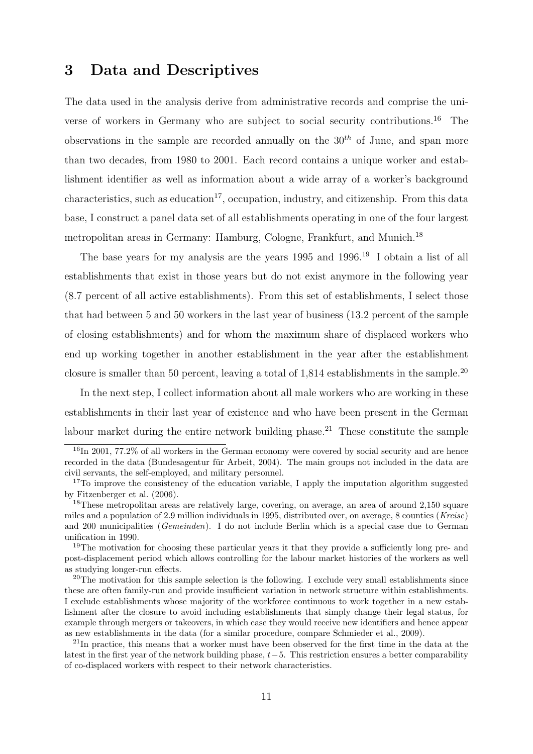## 3 Data and Descriptives

The data used in the analysis derive from administrative records and comprise the universe of workers in Germany who are subject to social security contributions.[16] The observations in the sample are recorded annually on the $30^{th}$ of June, and span more than two decades, from 1980 to 2001. Each record contains a unique worker and establishment identifier as well as information about a wide array of a worker's background characteristics, such as education[17], occupation, industry, and citizenship. From this data base, I construct a panel data set of all establishments operating in one of the four largest metropolitan areas in Germany: Hamburg, Cologne, Frankfurt, and Munich.[18]

The base years for my analysis are the years 1995 and 1996.[19] I obtain a list of all establishments that exist in those years but do not exist anymore in the following year (8.7 percent of all active establishments). From this set of establishments, I select those that had between 5 and 50 workers in the last year of business (13.2 percent of the sample of closing establishments) and for whom the maximum share of displaced workers who end up working together in another establishment in the year after the establishment closure is smaller than 50 percent, leaving a total of 1,814 establishments in the sample.[20]

In the next step, I collect information about all male workers who are working in these establishments in their last year of existence and who have been present in the German labour market during the entire network building phase.[21] These constitute the sample

[16] In 2001, 77.2% of all workers in the German economy were covered by social security and are hence recorded in the data (Bundesagentur für Arbeit, 2004). The main groups not included in the data are civil servants, the self-employed, and military personnel.

[17] To improve the consistency of the education variable, I apply the imputation algorithm suggested by Fitzenberger et al. (2006).

[18] These metropolitan areas are relatively large, covering, on average, an area of around 2,150 square miles and a population of 2.9 million individuals in 1995, distributed over, on average, 8 counties (*Kreise*) and 200 municipalities (*Gemeinden*). I do not include Berlin which is a special case due to German unification in 1990.

[19] The motivation for choosing these particular years it that they provide a sufficiently long pre- and post-displacement period which allows controlling for the labour market histories of the workers as well as studying longer-run effects.

[20] The motivation for this sample selection is the following. I exclude very small establishments since these are often family-run and provide insufficient variation in network structure within establishments. I exclude establishments whose majority of the workforce continuous to work together in a new establishment after the closure to avoid including establishments that simply change their legal status, for example through mergers or takeovers, in which case they would receive new identifiers and hence appear as new establishments in the data (for a similar procedure, compare Schmieder et al., 2009).

[21] In practice, this means that a worker must have been observed for the first time in the data at the latest in the first year of the network building phase, $t-5$. This restriction ensures a better comparability of co-displaced workers with respect to their network characteristics.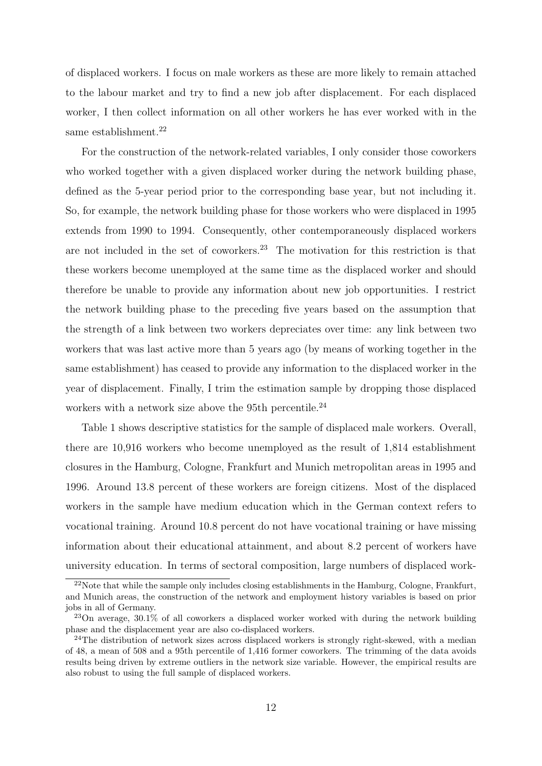of displaced workers. I focus on male workers as these are more likely to remain attached to the labour market and try to find a new job after displacement. For each displaced worker, I then collect information on all other workers he has ever worked with in the same establishment.[22]

For the construction of the network-related variables, I only consider those coworkers who worked together with a given displaced worker during the network building phase, defined as the 5-year period prior to the corresponding base year, but not including it. So, for example, the network building phase for those workers who were displaced in 1995 extends from 1990 to 1994. Consequently, other contemporaneously displaced workers are not included in the set of coworkers.[23] The motivation for this restriction is that these workers become unemployed at the same time as the displaced worker and should therefore be unable to provide any information about new job opportunities. I restrict the network building phase to the preceding five years based on the assumption that the strength of a link between two workers depreciates over time: any link between two workers that was last active more than 5 years ago (by means of working together in the same establishment) has ceased to provide any information to the displaced worker in the year of displacement. Finally, I trim the estimation sample by dropping those displaced workers with a network size above the 95th percentile.[24]

Table 1 shows descriptive statistics for the sample of displaced male workers. Overall, there are 10,916 workers who become unemployed as the result of 1,814 establishment closures in the Hamburg, Cologne, Frankfurt and Munich metropolitan areas in 1995 and 1996. Around 13.8 percent of these workers are foreign citizens. Most of the displaced workers in the sample have medium education which in the German context refers to vocational training. Around 10.8 percent do not have vocational training or have missing information about their educational attainment, and about 8.2 percent of workers have university education. In terms of sectoral composition, large numbers of displaced work-

[22]Note that while the sample only includes closing establishments in the Hamburg, Cologne, Frankfurt, and Munich areas, the construction of the network and employment history variables is based on prior jobs in all of Germany.

[23]On average, 30.1% of all coworkers a displaced worker worked with during the network building phase and the displacement year are also co-displaced workers.

[24]The distribution of network sizes across displaced workers is strongly right-skewed, with a median of 48, a mean of 508 and a 95th percentile of 1,416 former coworkers. The trimming of the data avoids results being driven by extreme outliers in the network size variable. However, the empirical results are also robust to using the full sample of displaced workers.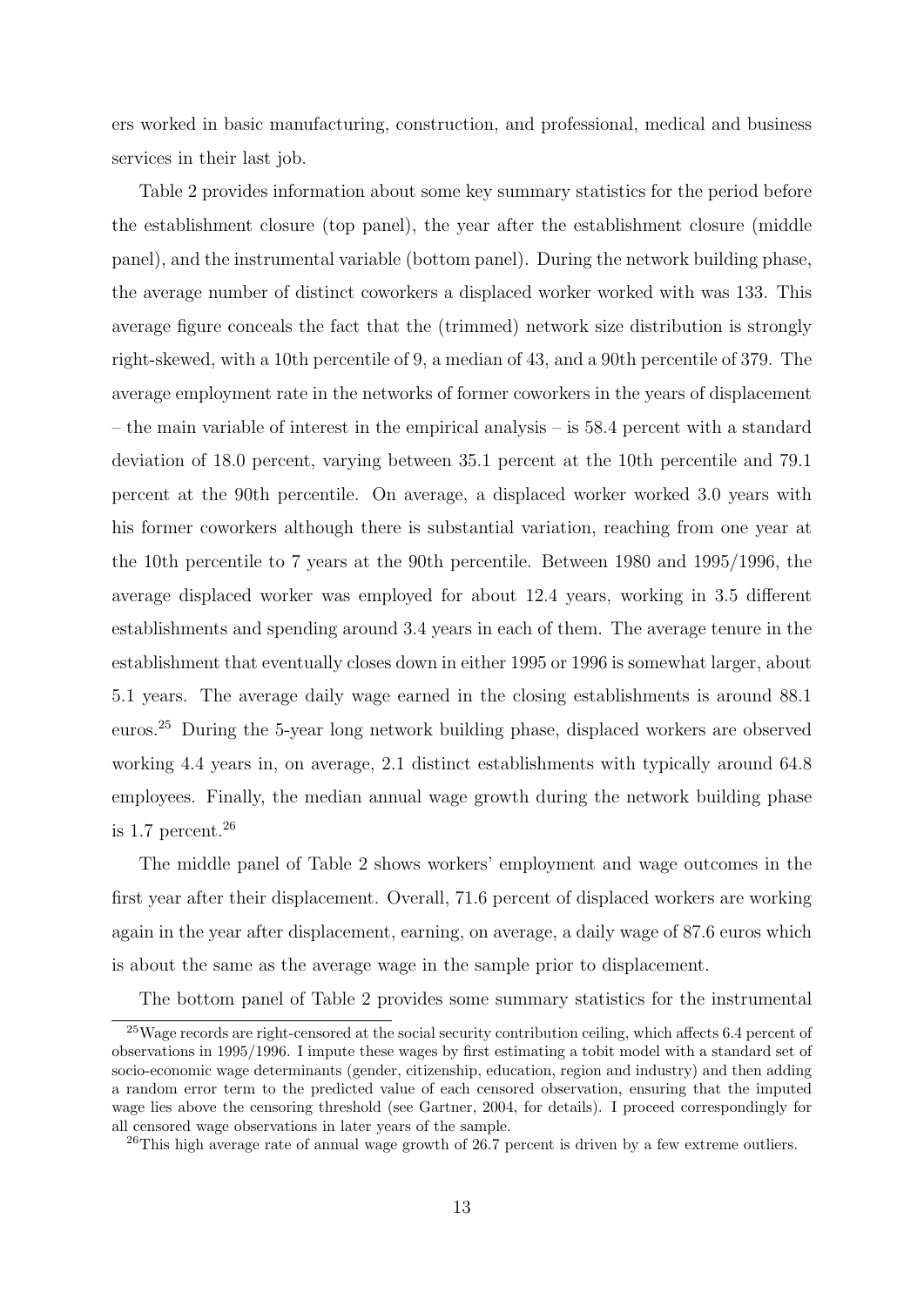ers worked in basic manufacturing, construction, and professional, medical and business services in their last job.

Table 2 provides information about some key summary statistics for the period before the establishment closure (top panel), the year after the establishment closure (middle panel), and the instrumental variable (bottom panel). During the network building phase, the average number of distinct coworkers a displaced worker worked with was 133. This average figure conceals the fact that the (trimmed) network size distribution is strongly right-skewed, with a 10th percentile of 9, a median of 43, and a 90th percentile of 379. The average employment rate in the networks of former coworkers in the years of displacement – the main variable of interest in the empirical analysis – is 58.4 percent with a standard deviation of 18.0 percent, varying between 35.1 percent at the 10th percentile and 79.1 percent at the 90th percentile. On average, a displaced worker worked 3.0 years with his former coworkers although there is substantial variation, reaching from one year at the 10th percentile to 7 years at the 90th percentile. Between 1980 and 1995/1996, the average displaced worker was employed for about 12.4 years, working in 3.5 different establishments and spending around 3.4 years in each of them. The average tenure in the establishment that eventually closes down in either 1995 or 1996 is somewhat larger, about 5.1 years. The average daily wage earned in the closing establishments is around 88.1 euros.[25] During the 5-year long network building phase, displaced workers are observed working 4.4 years in, on average, 2.1 distinct establishments with typically around 64.8 employees. Finally, the median annual wage growth during the network building phase is 1.7 percent.[26]

The middle panel of Table 2 shows workers' employment and wage outcomes in the first year after their displacement. Overall, 71.6 percent of displaced workers are working again in the year after displacement, earning, on average, a daily wage of 87.6 euros which is about the same as the average wage in the sample prior to displacement.

The bottom panel of Table 2 provides some summary statistics for the instrumental

[25]Wage records are right-censored at the social security contribution ceiling, which affects 6.4 percent of observations in 1995/1996. I impute these wages by first estimating a tobit model with a standard set of socio-economic wage determinants (gender, citizenship, education, region and industry) and then adding a random error term to the predicted value of each censored observation, ensuring that the imputed wage lies above the censoring threshold (see Gartner, 2004, for details). I proceed correspondingly for all censored wage observations in later years of the sample.

[26]This high average rate of annual wage growth of 26.7 percent is driven by a few extreme outliers.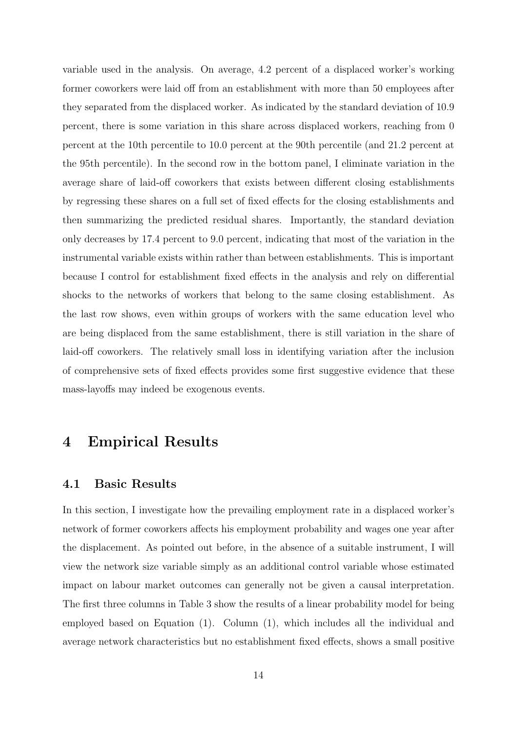variable used in the analysis. On average, 4.2 percent of a displaced worker's working former coworkers were laid off from an establishment with more than 50 employees after they separated from the displaced worker. As indicated by the standard deviation of 10.9 percent, there is some variation in this share across displaced workers, reaching from 0 percent at the 10th percentile to 10.0 percent at the 90th percentile (and 21.2 percent at the 95th percentile). In the second row in the bottom panel, I eliminate variation in the average share of laid-off coworkers that exists between different closing establishments by regressing these shares on a full set of fixed effects for the closing establishments and then summarizing the predicted residual shares. Importantly, the standard deviation only decreases by 17.4 percent to 9.0 percent, indicating that most of the variation in the instrumental variable exists within rather than between establishments. This is important because I control for establishment fixed effects in the analysis and rely on differential shocks to the networks of workers that belong to the same closing establishment. As the last row shows, even within groups of workers with the same education level who are being displaced from the same establishment, there is still variation in the share of laid-off coworkers. The relatively small loss in identifying variation after the inclusion of comprehensive sets of fixed effects provides some first suggestive evidence that these mass-layoffs may indeed be exogenous events.

# 4 Empirical Results

## 4.1 Basic Results

In this section, I investigate how the prevailing employment rate in a displaced worker's network of former coworkers affects his employment probability and wages one year after the displacement. As pointed out before, in the absence of a suitable instrument, I will view the network size variable simply as an additional control variable whose estimated impact on labour market outcomes can generally not be given a causal interpretation. The first three columns in Table 3 show the results of a linear probability model for being employed based on Equation (1). Column (1), which includes all the individual and average network characteristics but no establishment fixed effects, shows a small positive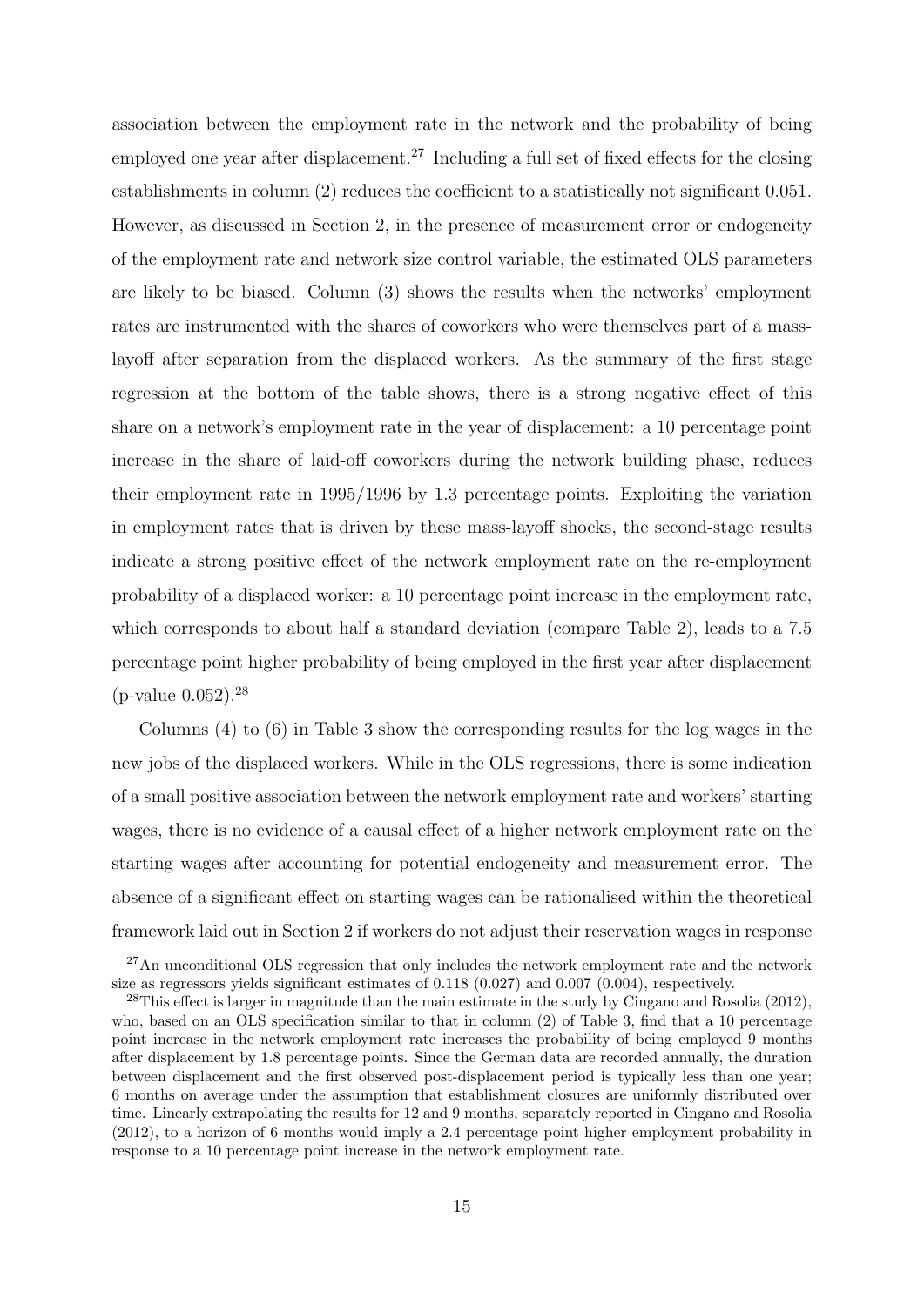association between the employment rate in the network and the probability of being employed one year after displacement.[27] Including a full set of fixed effects for the closing establishments in column (2) reduces the coefficient to a statistically not significant 0.051. However, as discussed in Section 2, in the presence of measurement error or endogeneity of the employment rate and network size control variable, the estimated OLS parameters are likely to be biased. Column (3) shows the results when the networks' employment rates are instrumented with the shares of coworkers who were themselves part of a mass-layoff after separation from the displaced workers. As the summary of the first stage regression at the bottom of the table shows, there is a strong negative effect of this share on a network's employment rate in the year of displacement: a 10 percentage point increase in the share of laid-off coworkers during the network building phase, reduces their employment rate in 1995/1996 by 1.3 percentage points. Exploiting the variation in employment rates that is driven by these mass-layoff shocks, the second-stage results indicate a strong positive effect of the network employment rate on the re-employment probability of a displaced worker: a 10 percentage point increase in the employment rate, which corresponds to about half a standard deviation (compare Table 2), leads to a 7.5 percentage point higher probability of being employed in the first year after displacement (p-value 0.052).[28]

Columns (4) to (6) in Table 3 show the corresponding results for the log wages in the new jobs of the displaced workers. While in the OLS regressions, there is some indication of a small positive association between the network employment rate and workers' starting wages, there is no evidence of a causal effect of a higher network employment rate on the starting wages after accounting for potential endogeneity and measurement error. The absence of a significant effect on starting wages can be rationalised within the theoretical framework laid out in Section 2 if workers do not adjust their reservation wages in response

[27] An unconditional OLS regression that only includes the network employment rate and the network size as regressors yields significant estimates of 0.118 (0.027) and 0.007 (0.004), respectively.

[28] This effect is larger in magnitude than the main estimate in the study by Cingano and Rosolia (2012), who, based on an OLS specification similar to that in column (2) of Table 3, find that a 10 percentage point increase in the network employment rate increases the probability of being employed 9 months after displacement by 1.8 percentage points. Since the German data are recorded annually, the duration between displacement and the first observed post-displacement period is typically less than one year; 6 months on average under the assumption that establishment closures are uniformly distributed over time. Linearly extrapolating the results for 12 and 9 months, separately reported in Cingano and Rosolia (2012), to a horizon of 6 months would imply a 2.4 percentage point higher employment probability in response to a 10 percentage point increase in the network employment rate.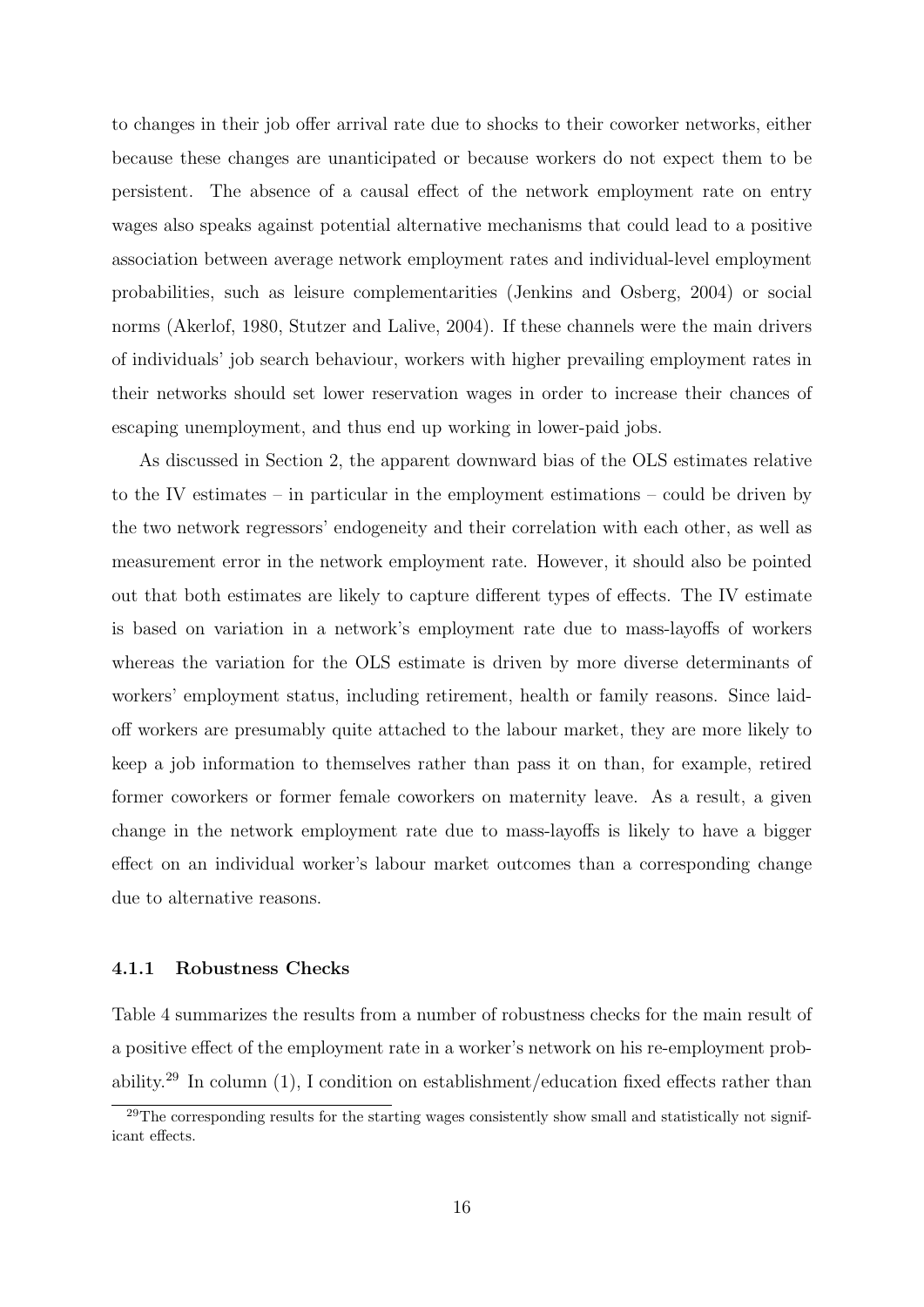to changes in their job offer arrival rate due to shocks to their coworker networks, either because these changes are unanticipated or because workers do not expect them to be persistent. The absence of a causal effect of the network employment rate on entry wages also speaks against potential alternative mechanisms that could lead to a positive association between average network employment rates and individual-level employment probabilities, such as leisure complementarities (Jenkins and Osberg, 2004) or social norms (Akerlof, 1980, Stutzer and Lalive, 2004). If these channels were the main drivers of individuals' job search behaviour, workers with higher prevailing employment rates in their networks should set lower reservation wages in order to increase their chances of escaping unemployment, and thus end up working in lower-paid jobs.

As discussed in Section 2, the apparent downward bias of the OLS estimates relative to the IV estimates – in particular in the employment estimations – could be driven by the two network regressors' endogeneity and their correlation with each other, as well as measurement error in the network employment rate. However, it should also be pointed out that both estimates are likely to capture different types of effects. The IV estimate is based on variation in a network's employment rate due to mass-layoffs of workers whereas the variation for the OLS estimate is driven by more diverse determinants of workers' employment status, including retirement, health or family reasons. Since laid-off workers are presumably quite attached to the labour market, they are more likely to keep a job information to themselves rather than pass it on than, for example, retired former coworkers or former female coworkers on maternity leave. As a result, a given change in the network employment rate due to mass-layoffs is likely to have a bigger effect on an individual worker's labour market outcomes than a corresponding change due to alternative reasons.

### 4.1.1 Robustness Checks

Table 4 summarizes the results from a number of robustness checks for the main result of a positive effect of the employment rate in a worker's network on his re-employment probability.[29] In column (1), I condition on establishment/education fixed effects rather than

[29]The corresponding results for the starting wages consistently show small and statistically not significant effects.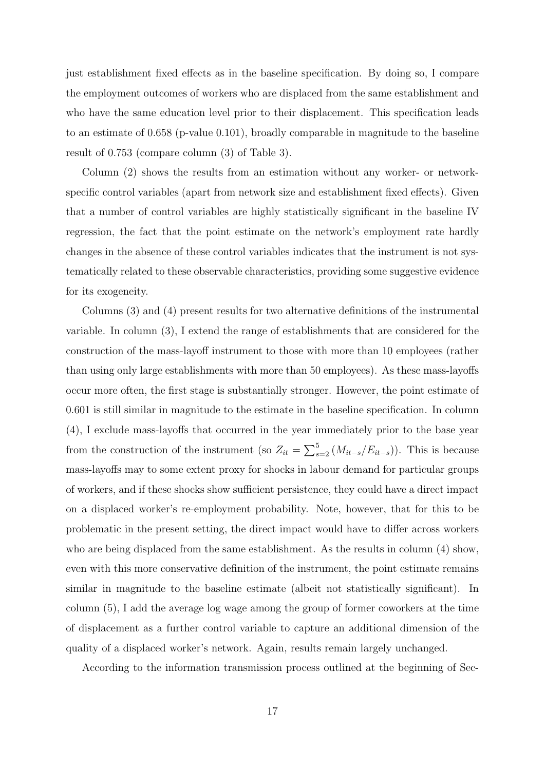just establishment fixed effects as in the baseline specification. By doing so, I compare the employment outcomes of workers who are displaced from the same establishment and who have the same education level prior to their displacement. This specification leads to an estimate of 0.658 (p-value 0.101), broadly comparable in magnitude to the baseline result of 0.753 (compare column (3) of Table 3).

Column (2) shows the results from an estimation without any worker- or network-specific control variables (apart from network size and establishment fixed effects). Given that a number of control variables are highly statistically significant in the baseline IV regression, the fact that the point estimate on the network's employment rate hardly changes in the absence of these control variables indicates that the instrument is not systematically related to these observable characteristics, providing some suggestive evidence for its exogeneity.

Columns (3) and (4) present results for two alternative definitions of the instrumental variable. In column (3), I extend the range of establishments that are considered for the construction of the mass-layoff instrument to those with more than 10 employees (rather than using only large establishments with more than 50 employees). As these mass-layoffs occur more often, the first stage is substantially stronger. However, the point estimate of 0.601 is still similar in magnitude to the estimate in the baseline specification. In column (4), I exclude mass-layoffs that occurred in the year immediately prior to the base year from the construction of the instrument (so $Z_{it} = \sum_{s=2}^{5} (M_{it-s}/E_{it-s})$). This is because mass-layoffs may to some extent proxy for shocks in labour demand for particular groups of workers, and if these shocks show sufficient persistence, they could have a direct impact on a displaced worker's re-employment probability. Note, however, that for this to be problematic in the present setting, the direct impact would have to differ across workers who are being displaced from the same establishment. As the results in column (4) show, even with this more conservative definition of the instrument, the point estimate remains similar in magnitude to the baseline estimate (albeit not statistically significant). In column (5), I add the average log wage among the group of former coworkers at the time of displacement as a further control variable to capture an additional dimension of the quality of a displaced worker's network. Again, results remain largely unchanged.

According to the information transmission process outlined at the beginning of Sec-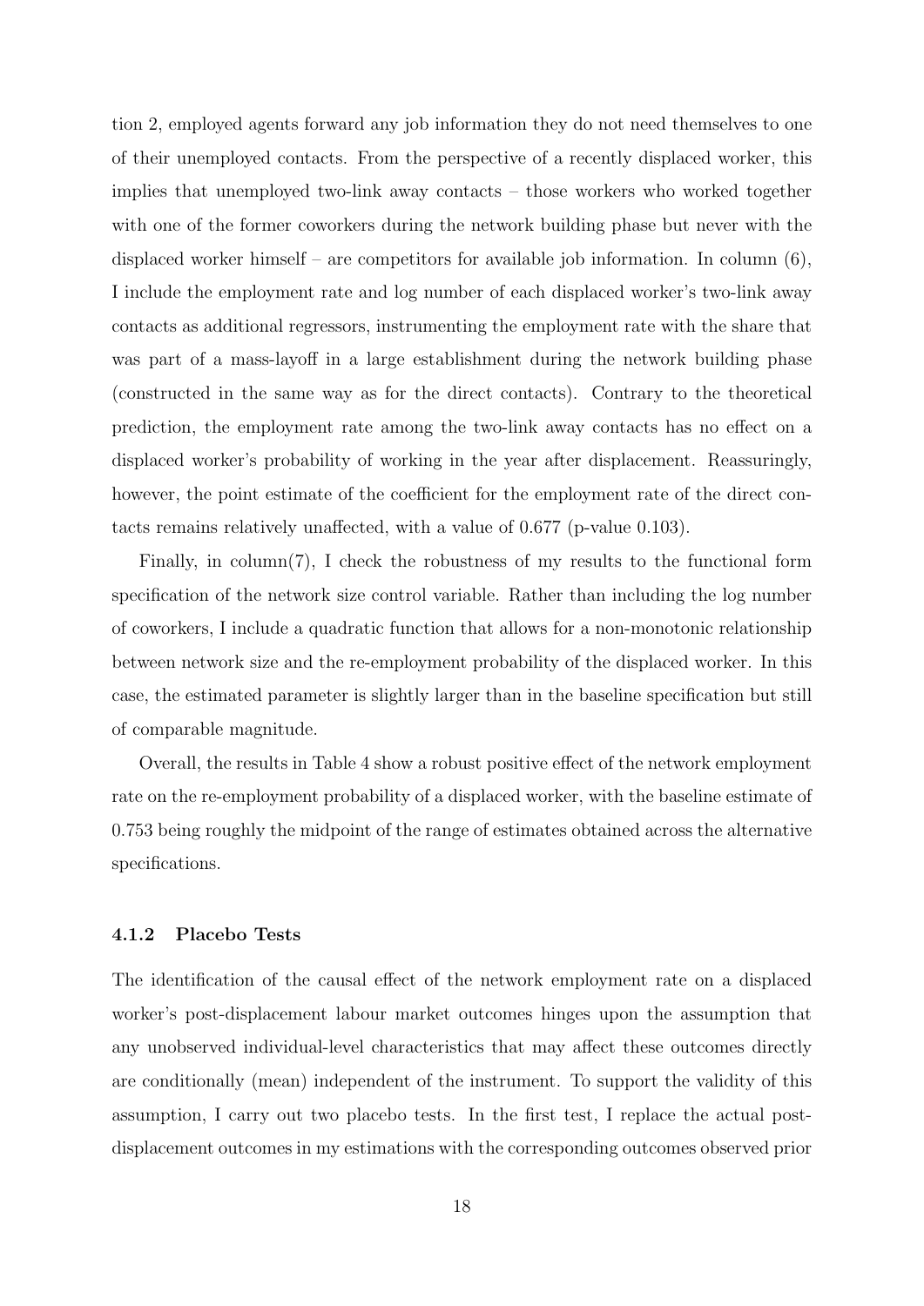tion 2, employed agents forward any job information they do not need themselves to one of their unemployed contacts. From the perspective of a recently displaced worker, this implies that unemployed two-link away contacts – those workers who worked together with one of the former coworkers during the network building phase but never with the displaced worker himself – are competitors for available job information. In column (6), I include the employment rate and log number of each displaced worker's two-link away contacts as additional regressors, instrumenting the employment rate with the share that was part of a mass-layoff in a large establishment during the network building phase (constructed in the same way as for the direct contacts). Contrary to the theoretical prediction, the employment rate among the two-link away contacts has no effect on a displaced worker's probability of working in the year after displacement. Reassuringly, however, the point estimate of the coefficient for the employment rate of the direct contacts remains relatively unaffected, with a value of 0.677 (p-value 0.103).

Finally, in column(7), I check the robustness of my results to the functional form specification of the network size control variable. Rather than including the log number of coworkers, I include a quadratic function that allows for a non-monotonic relationship between network size and the re-employment probability of the displaced worker. In this case, the estimated parameter is slightly larger than in the baseline specification but still of comparable magnitude.

Overall, the results in Table 4 show a robust positive effect of the network employment rate on the re-employment probability of a displaced worker, with the baseline estimate of 0.753 being roughly the midpoint of the range of estimates obtained across the alternative specifications.

### 4.1.2 Placebo Tests

The identification of the causal effect of the network employment rate on a displaced worker's post-displacement labour market outcomes hinges upon the assumption that any unobserved individual-level characteristics that may affect these outcomes directly are conditionally (mean) independent of the instrument. To support the validity of this assumption, I carry out two placebo tests. In the first test, I replace the actual post-displacement outcomes in my estimations with the corresponding outcomes observed prior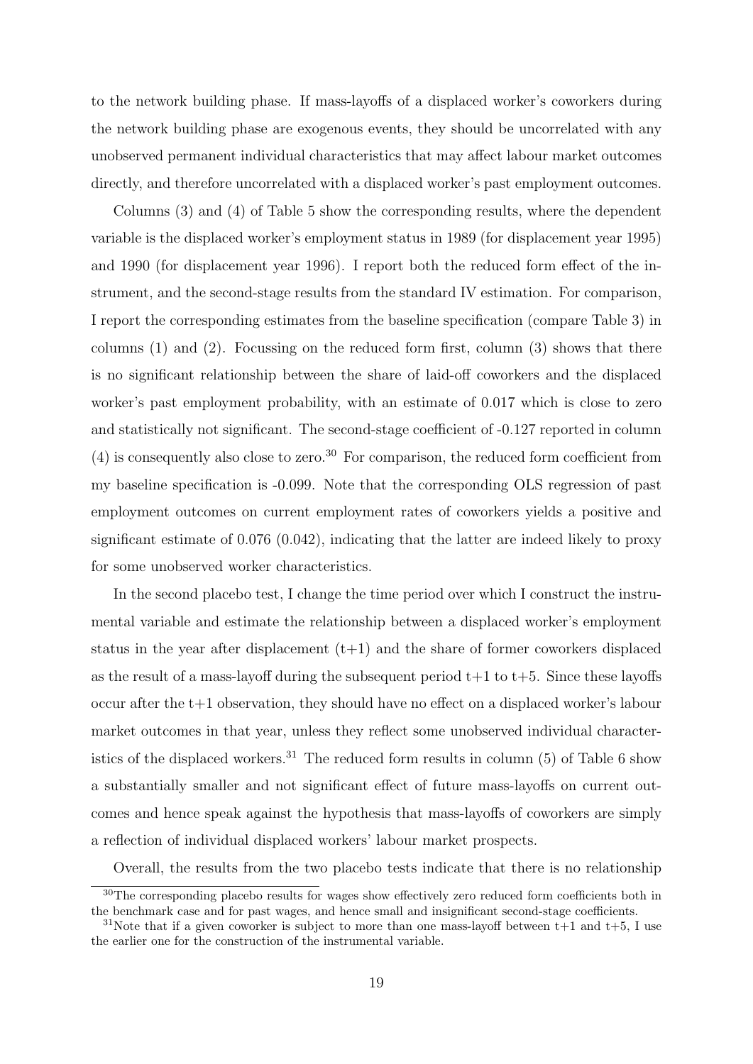to the network building phase. If mass-layoffs of a displaced worker's coworkers during the network building phase are exogenous events, they should be uncorrelated with any unobserved permanent individual characteristics that may affect labour market outcomes directly, and therefore uncorrelated with a displaced worker's past employment outcomes.

Columns (3) and (4) of Table 5 show the corresponding results, where the dependent variable is the displaced worker's employment status in 1989 (for displacement year 1995) and 1990 (for displacement year 1996). I report both the reduced form effect of the instrument, and the second-stage results from the standard IV estimation. For comparison, I report the corresponding estimates from the baseline specification (compare Table 3) in columns (1) and (2). Focussing on the reduced form first, column (3) shows that there is no significant relationship between the share of laid-off coworkers and the displaced worker's past employment probability, with an estimate of 0.017 which is close to zero and statistically not significant. The second-stage coefficient of -0.127 reported in column (4) is consequently also close to zero.[30] For comparison, the reduced form coefficient from my baseline specification is -0.099. Note that the corresponding OLS regression of past employment outcomes on current employment rates of coworkers yields a positive and significant estimate of 0.076 (0.042), indicating that the latter are indeed likely to proxy for some unobserved worker characteristics.

In the second placebo test, I change the time period over which I construct the instrumental variable and estimate the relationship between a displaced worker's employment status in the year after displacement (t+1) and the share of former coworkers displaced as the result of a mass-layoff during the subsequent period t+1 to t+5. Since these layoffs occur after the t+1 observation, they should have no effect on a displaced worker's labour market outcomes in that year, unless they reflect some unobserved individual characteristics of the displaced workers.[31] The reduced form results in column (5) of Table 6 show a substantially smaller and not significant effect of future mass-layoffs on current outcomes and hence speak against the hypothesis that mass-layoffs of coworkers are simply a reflection of individual displaced workers' labour market prospects.

Overall, the results from the two placebo tests indicate that there is no relationship

[30] The corresponding placebo results for wages show effectively zero reduced form coefficients both in the benchmark case and for past wages, and hence small and insignificant second-stage coefficients.

[31] Note that if a given coworker is subject to more than one mass-layoff between t+1 and t+5, I use the earlier one for the construction of the instrumental variable.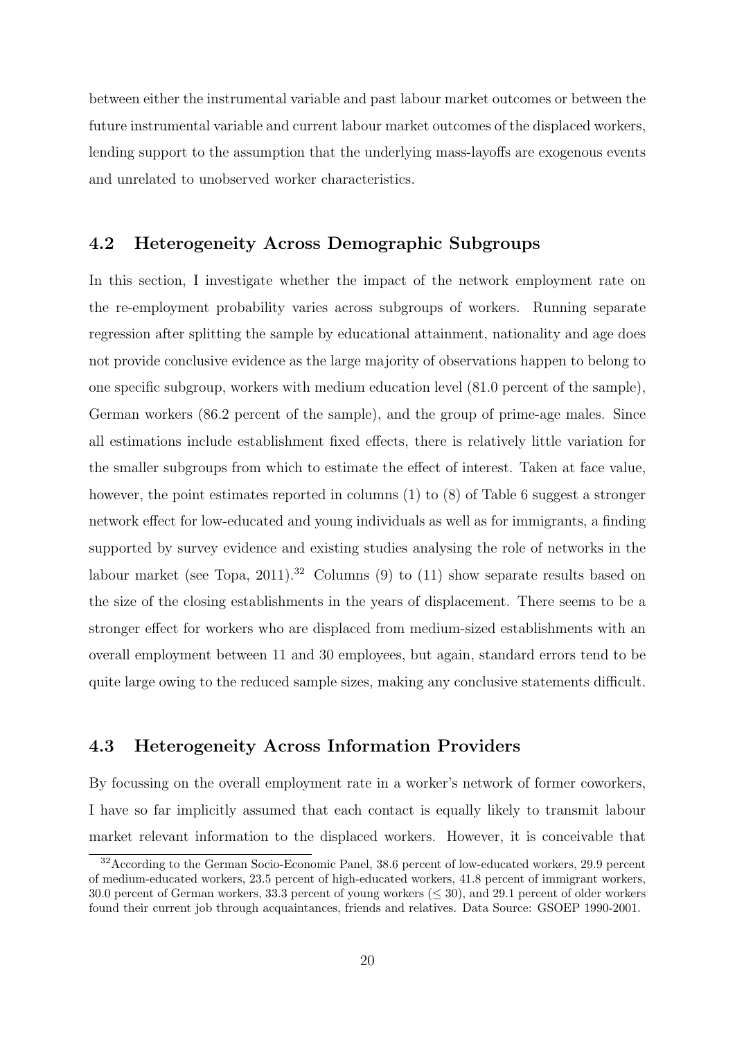between either the instrumental variable and past labour market outcomes or between the future instrumental variable and current labour market outcomes of the displaced workers, lending support to the assumption that the underlying mass-layoffs are exogenous events and unrelated to unobserved worker characteristics.

## 4.2 Heterogeneity Across Demographic Subgroups

In this section, I investigate whether the impact of the network employment rate on the re-employment probability varies across subgroups of workers. Running separate regression after splitting the sample by educational attainment, nationality and age does not provide conclusive evidence as the large majority of observations happen to belong to one specific subgroup, workers with medium education level (81.0 percent of the sample), German workers (86.2 percent of the sample), and the group of prime-age males. Since all estimations include establishment fixed effects, there is relatively little variation for the smaller subgroups from which to estimate the effect of interest. Taken at face value, however, the point estimates reported in columns (1) to (8) of Table 6 suggest a stronger network effect for low-educated and young individuals as well as for immigrants, a finding supported by survey evidence and existing studies analysing the role of networks in the labour market (see Topa, 2011).[32] Columns (9) to (11) show separate results based on the size of the closing establishments in the years of displacement. There seems to be a stronger effect for workers who are displaced from medium-sized establishments with an overall employment between 11 and 30 employees, but again, standard errors tend to be quite large owing to the reduced sample sizes, making any conclusive statements difficult.

## 4.3 Heterogeneity Across Information Providers

By focussing on the overall employment rate in a worker's network of former coworkers, I have so far implicitly assumed that each contact is equally likely to transmit labour market relevant information to the displaced workers. However, it is conceivable that

[32] According to the German Socio-Economic Panel, 38.6 percent of low-educated workers, 29.9 percent of medium-educated workers, 23.5 percent of high-educated workers, 41.8 percent of immigrant workers, 30.0 percent of German workers, 33.3 percent of young workers ($\leq 30$), and 29.1 percent of older workers found their current job through acquaintances, friends and relatives. Data Source: GSOEP 1990-2001.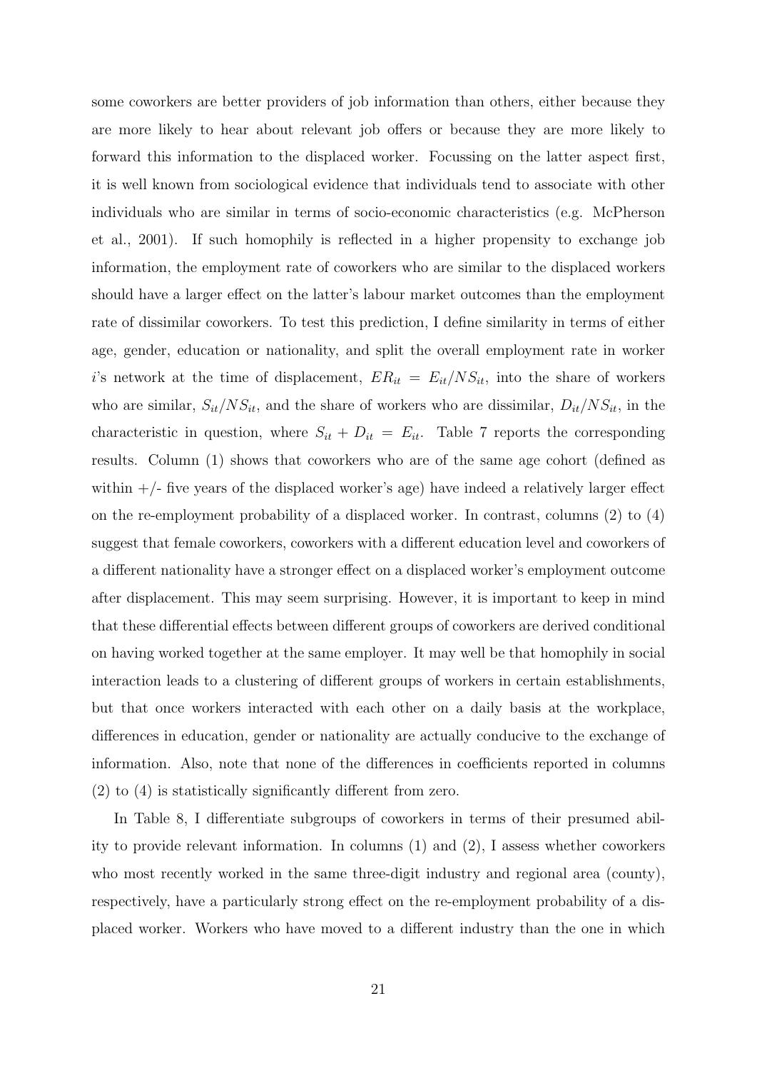some coworkers are better providers of job information than others, either because they are more likely to hear about relevant job offers or because they are more likely to forward this information to the displaced worker. Focussing on the latter aspect first, it is well known from sociological evidence that individuals tend to associate with other individuals who are similar in terms of socio-economic characteristics (e.g. McPherson et al., 2001). If such homophily is reflected in a higher propensity to exchange job information, the employment rate of coworkers who are similar to the displaced workers should have a larger effect on the latter's labour market outcomes than the employment rate of dissimilar coworkers. To test this prediction, I define similarity in terms of either age, gender, education or nationality, and split the overall employment rate in worker $i$'s network at the time of displacement, $ER_{it} = E_{it}/NS_{it}$, into the share of workers who are similar, $S_{it}/NS_{it}$, and the share of workers who are dissimilar, $D_{it}/NS_{it}$, in the characteristic in question, where $S_{it} + D_{it} = E_{it}$. Table 7 reports the corresponding results. Column (1) shows that coworkers who are of the same age cohort (defined as within +/- five years of the displaced worker's age) have indeed a relatively larger effect on the re-employment probability of a displaced worker. In contrast, columns (2) to (4) suggest that female coworkers, coworkers with a different education level and coworkers of a different nationality have a stronger effect on a displaced worker's employment outcome after displacement. This may seem surprising. However, it is important to keep in mind that these differential effects between different groups of coworkers are derived conditional on having worked together at the same employer. It may well be that homophily in social interaction leads to a clustering of different groups of workers in certain establishments, but that once workers interacted with each other on a daily basis at the workplace, differences in education, gender or nationality are actually conducive to the exchange of information. Also, note that none of the differences in coefficients reported in columns (2) to (4) is statistically significantly different from zero.

In Table 8, I differentiate subgroups of coworkers in terms of their presumed ability to provide relevant information. In columns (1) and (2), I assess whether coworkers who most recently worked in the same three-digit industry and regional area (county), respectively, have a particularly strong effect on the re-employment probability of a displaced worker. Workers who have moved to a different industry than the one in which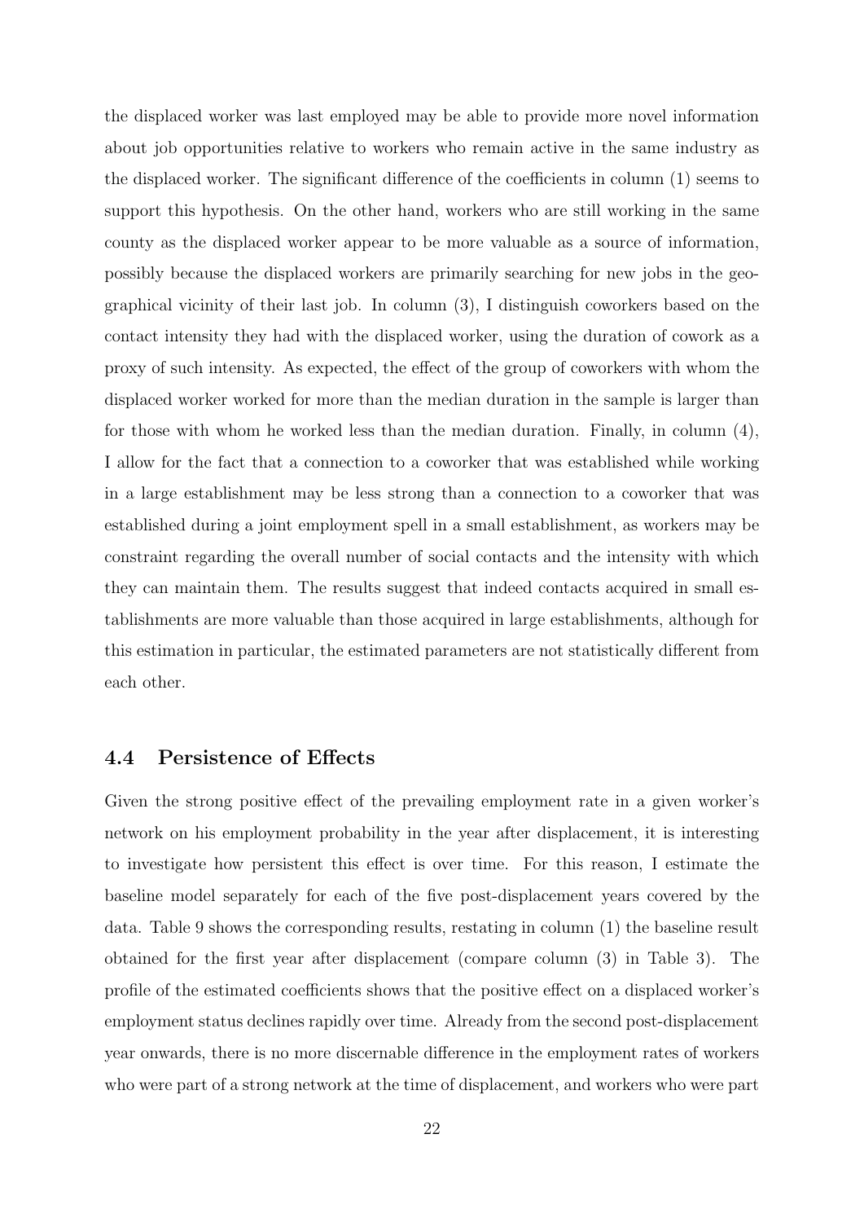the displaced worker was last employed may be able to provide more novel information about job opportunities relative to workers who remain active in the same industry as the displaced worker. The significant difference of the coefficients in column (1) seems to support this hypothesis. On the other hand, workers who are still working in the same county as the displaced worker appear to be more valuable as a source of information, possibly because the displaced workers are primarily searching for new jobs in the geographical vicinity of their last job. In column (3), I distinguish coworkers based on the contact intensity they had with the displaced worker, using the duration of cowork as a proxy of such intensity. As expected, the effect of the group of coworkers with whom the displaced worker worked for more than the median duration in the sample is larger than for those with whom he worked less than the median duration. Finally, in column (4), I allow for the fact that a connection to a coworker that was established while working in a large establishment may be less strong than a connection to a coworker that was established during a joint employment spell in a small establishment, as workers may be constraint regarding the overall number of social contacts and the intensity with which they can maintain them. The results suggest that indeed contacts acquired in small establishments are more valuable than those acquired in large establishments, although for this estimation in particular, the estimated parameters are not statistically different from each other.

### 4.4 Persistence of Effects

Given the strong positive effect of the prevailing employment rate in a given worker's network on his employment probability in the year after displacement, it is interesting to investigate how persistent this effect is over time. For this reason, I estimate the baseline model separately for each of the five post-displacement years covered by the data. Table 9 shows the corresponding results, restating in column (1) the baseline result obtained for the first year after displacement (compare column (3) in Table 3). The profile of the estimated coefficients shows that the positive effect on a displaced worker's employment status declines rapidly over time. Already from the second post-displacement year onwards, there is no more discernable difference in the employment rates of workers who were part of a strong network at the time of displacement, and workers who were part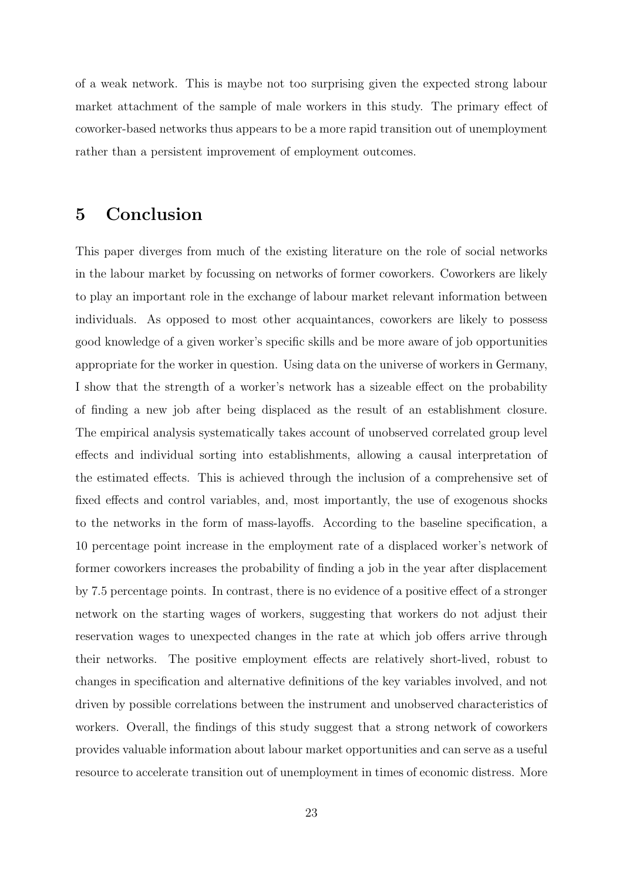of a weak network. This is maybe not too surprising given the expected strong labour market attachment of the sample of male workers in this study. The primary effect of coworker-based networks thus appears to be a more rapid transition out of unemployment rather than a persistent improvement of employment outcomes.

# 5 Conclusion

This paper diverges from much of the existing literature on the role of social networks in the labour market by focussing on networks of former coworkers. Coworkers are likely to play an important role in the exchange of labour market relevant information between individuals. As opposed to most other acquaintances, coworkers are likely to possess good knowledge of a given worker's specific skills and be more aware of job opportunities appropriate for the worker in question. Using data on the universe of workers in Germany, I show that the strength of a worker's network has a sizeable effect on the probability of finding a new job after being displaced as the result of an establishment closure. The empirical analysis systematically takes account of unobserved correlated group level effects and individual sorting into establishments, allowing a causal interpretation of the estimated effects. This is achieved through the inclusion of a comprehensive set of fixed effects and control variables, and, most importantly, the use of exogenous shocks to the networks in the form of mass-layoffs. According to the baseline specification, a 10 percentage point increase in the employment rate of a displaced worker's network of former coworkers increases the probability of finding a job in the year after displacement by 7.5 percentage points. In contrast, there is no evidence of a positive effect of a stronger network on the starting wages of workers, suggesting that workers do not adjust their reservation wages to unexpected changes in the rate at which job offers arrive through their networks. The positive employment effects are relatively short-lived, robust to changes in specification and alternative definitions of the key variables involved, and not driven by possible correlations between the instrument and unobserved characteristics of workers. Overall, the findings of this study suggest that a strong network of coworkers provides valuable information about labour market opportunities and can serve as a useful resource to accelerate transition out of unemployment in times of economic distress. More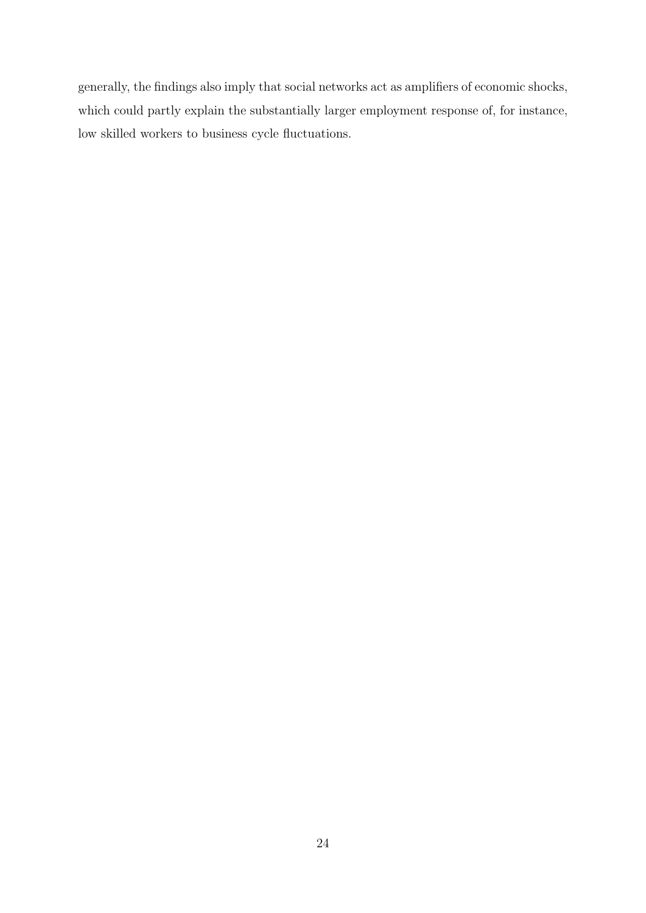generally, the findings also imply that social networks act as amplifiers of economic shocks, which could partly explain the substantially larger employment response of, for instance, low skilled workers to business cycle fluctuations.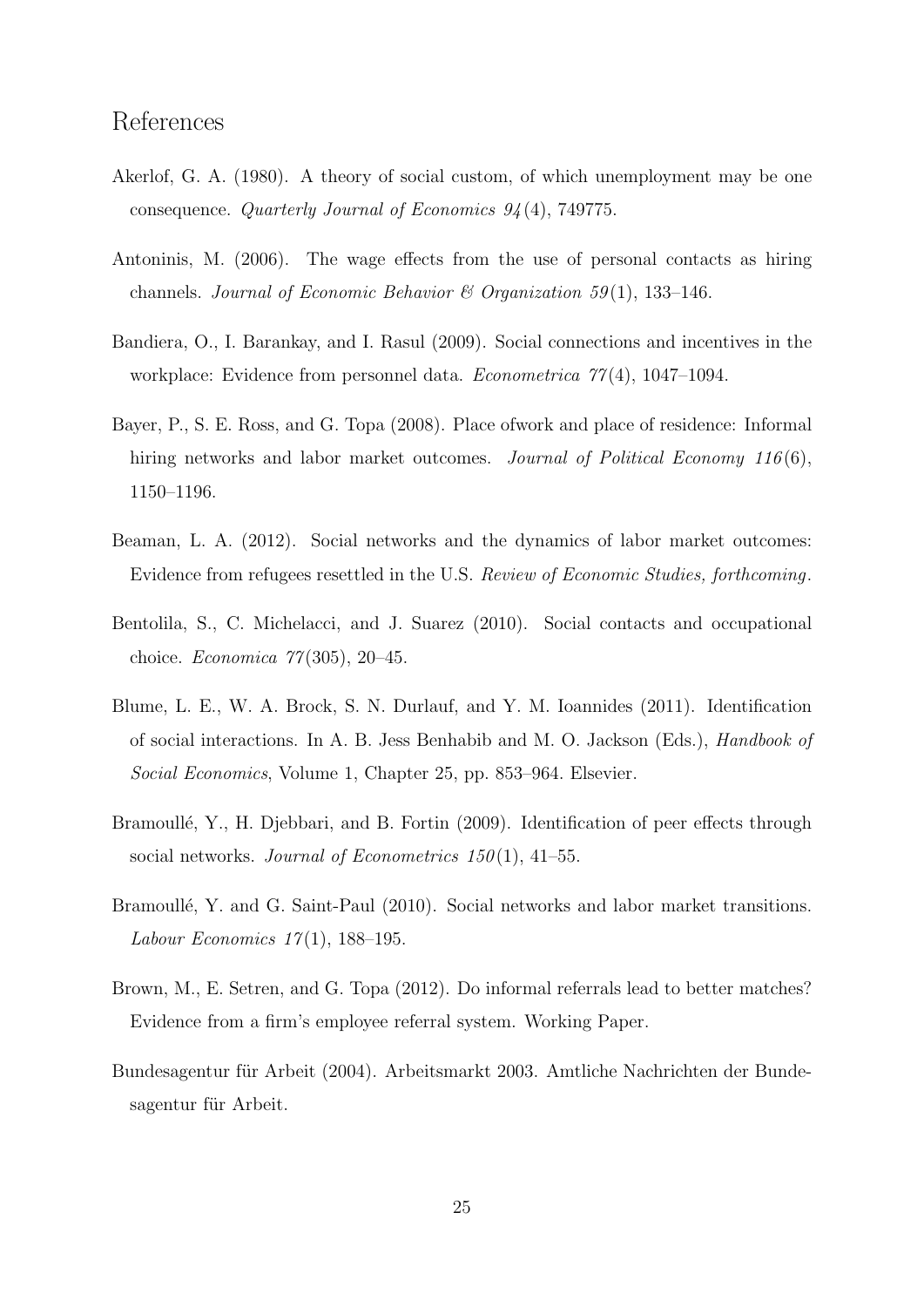# References

Akerlof, G. A. (1980). A theory of social custom, of which unemployment may be one consequence. *Quarterly Journal of Economics 94*(4), 749775.

Antoninis, M. (2006). The wage effects from the use of personal contacts as hiring channels. *Journal of Economic Behavior & Organization 59*(1), 133–146.

Bandiera, O., I. Barankay, and I. Rasul (2009). Social connections and incentives in the workplace: Evidence from personnel data. *Econometrica 77*(4), 1047–1094.

Bayer, P., S. E. Ross, and G. Topa (2008). Place ofwork and place of residence: Informal hiring networks and labor market outcomes. *Journal of Political Economy 116*(6), 1150–1196.

Beaman, L. A. (2012). Social networks and the dynamics of labor market outcomes: Evidence from refugees resettled in the U.S. *Review of Economic Studies, forthcoming*.

Bentolila, S., C. Michelacci, and J. Suarez (2010). Social contacts and occupational choice. *Economica 77*(305), 20–45.

Blume, L. E., W. A. Brock, S. N. Durlauf, and Y. M. Ioannides (2011). Identification of social interactions. In A. B. Jess Benhabib and M. O. Jackson (Eds.), *Handbook of Social Economics*, Volume 1, Chapter 25, pp. 853–964. Elsevier.

Bramoullé, Y., H. Djebbari, and B. Fortin (2009). Identification of peer effects through social networks. *Journal of Econometrics 150*(1), 41–55.

Bramoullé, Y. and G. Saint-Paul (2010). Social networks and labor market transitions. *Labour Economics 17*(1), 188–195.

Brown, M., E. Setren, and G. Topa (2012). Do informal referrals lead to better matches? Evidence from a firm's employee referral system. Working Paper.

Bundesagentur für Arbeit (2004). Arbeitsmarkt 2003. Amtliche Nachrichten der Bundesagentur für Arbeit.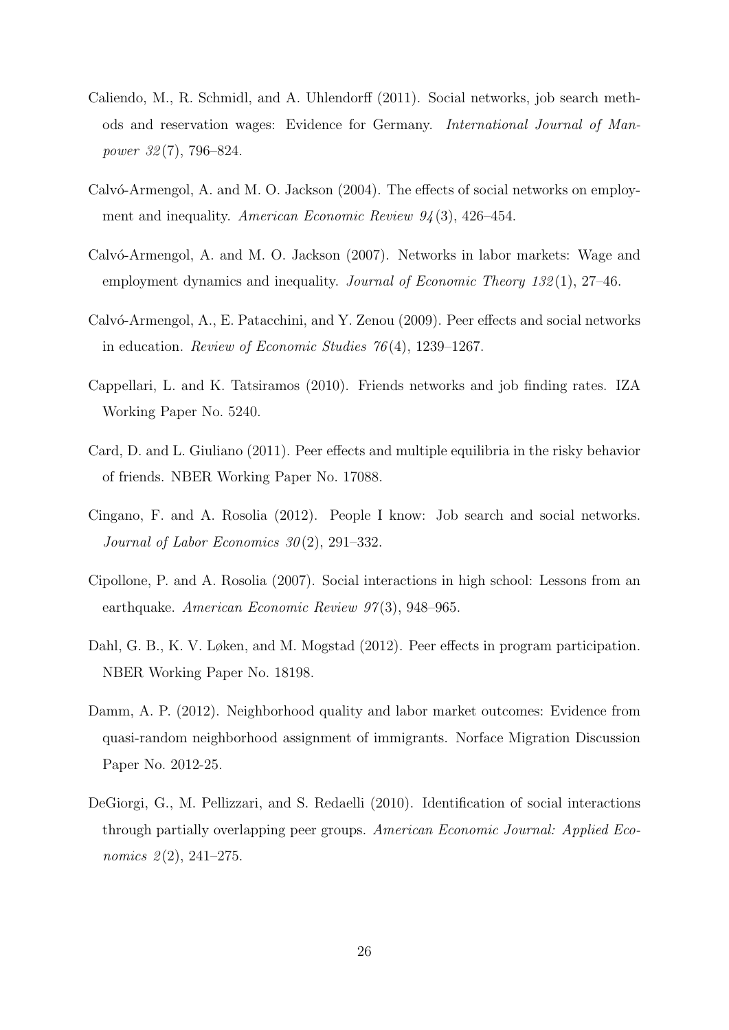Caliendo, M., R. Schmidl, and A. Uhlendorff (2011). Social networks, job search methods and reservation wages: Evidence for Germany. *International Journal of Manpower 32*(7), 796–824.

Calvó-Armengol, A. and M. O. Jackson (2004). The effects of social networks on employment and inequality. *American Economic Review 94*(3), 426–454.

Calvó-Armengol, A. and M. O. Jackson (2007). Networks in labor markets: Wage and employment dynamics and inequality. *Journal of Economic Theory 132*(1), 27–46.

Calvó-Armengol, A., E. Patacchini, and Y. Zenou (2009). Peer effects and social networks in education. *Review of Economic Studies 76*(4), 1239–1267.

Cappellari, L. and K. Tatsiramos (2010). Friends networks and job finding rates. IZA Working Paper No. 5240.

Card, D. and L. Giuliano (2011). Peer effects and multiple equilibria in the risky behavior of friends. NBER Working Paper No. 17088.

Cingano, F. and A. Rosolia (2012). People I know: Job search and social networks. *Journal of Labor Economics 30*(2), 291–332.

Cipollone, P. and A. Rosolia (2007). Social interactions in high school: Lessons from an earthquake. *American Economic Review 97*(3), 948–965.

Dahl, G. B., K. V. Løken, and M. Mogstad (2012). Peer effects in program participation. NBER Working Paper No. 18198.

Damm, A. P. (2012). Neighborhood quality and labor market outcomes: Evidence from quasi-random neighborhood assignment of immigrants. Norface Migration Discussion Paper No. 2012-25.

DeGiorgi, G., M. Pellizzari, and S. Redaelli (2010). Identification of social interactions through partially overlapping peer groups. *American Economic Journal: Applied Economics 2*(2), 241–275.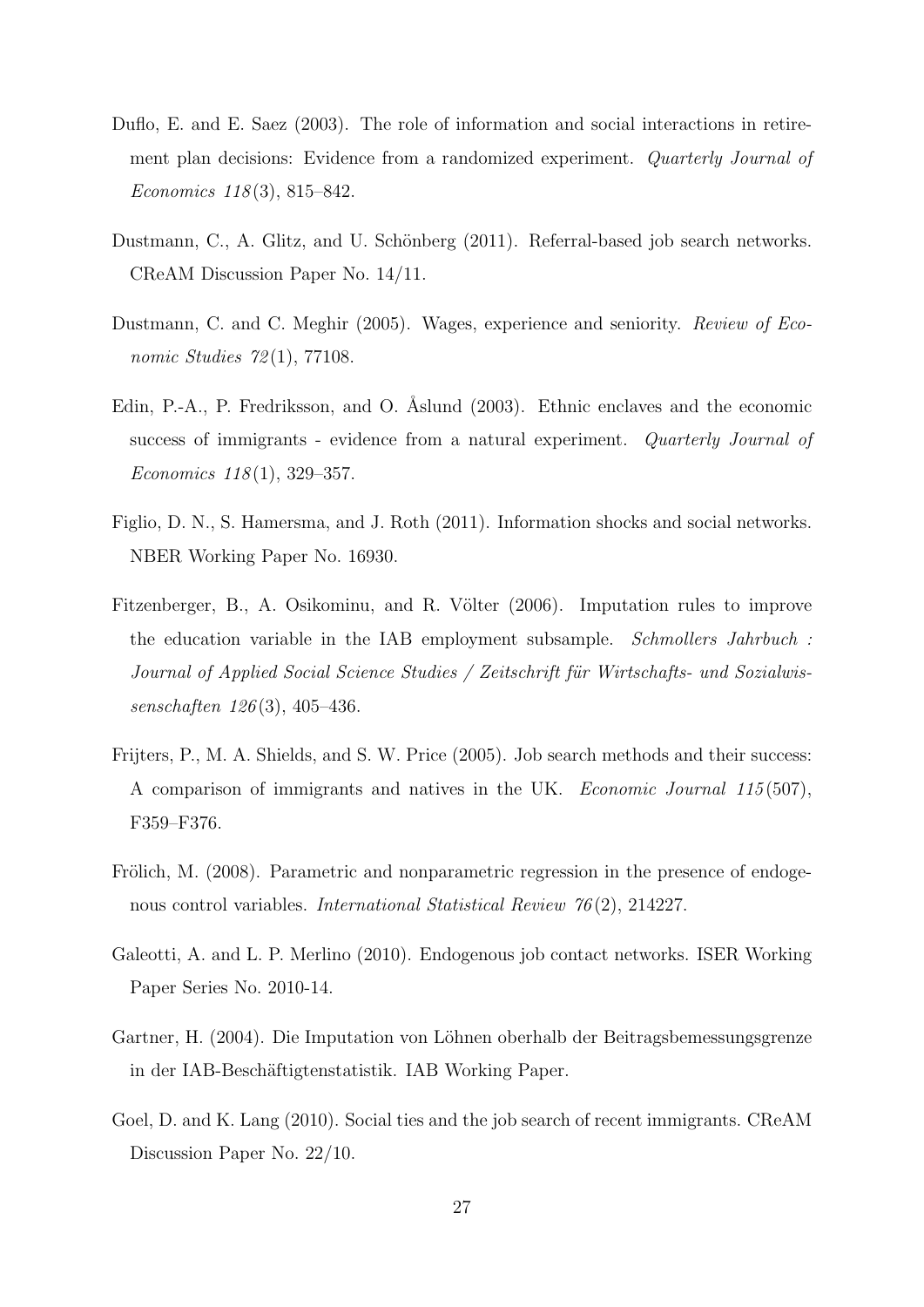Duflo, E. and E. Saez (2003). The role of information and social interactions in retirement plan decisions: Evidence from a randomized experiment. *Quarterly Journal of Economics 118*(3), 815–842.

Dustmann, C., A. Glitz, and U. Schönberg (2011). Referral-based job search networks. CReAM Discussion Paper No. 14/11.

Dustmann, C. and C. Meghir (2005). Wages, experience and seniority. *Review of Economic Studies 72*(1), 77108.

Edin, P.-A., P. Fredriksson, and O. Åslund (2003). Ethnic enclaves and the economic success of immigrants - evidence from a natural experiment. *Quarterly Journal of Economics 118*(1), 329–357.

Figlio, D. N., S. Hamersma, and J. Roth (2011). Information shocks and social networks. NBER Working Paper No. 16930.

Fitzenberger, B., A. Osikominu, and R. Völter (2006). Imputation rules to improve the education variable in the IAB employment subsample. *Schmollers Jahrbuch : Journal of Applied Social Science Studies / Zeitschrift für Wirtschafts- und Sozialwissenschaften 126*(3), 405–436.

Frijters, P., M. A. Shields, and S. W. Price (2005). Job search methods and their success: A comparison of immigrants and natives in the UK. *Economic Journal 115*(507), F359–F376.

Frölich, M. (2008). Parametric and nonparametric regression in the presence of endogenous control variables. *International Statistical Review 76*(2), 214227.

Galeotti, A. and L. P. Merlino (2010). Endogenous job contact networks. ISER Working Paper Series No. 2010-14.

Gartner, H. (2004). Die Imputation von Löhnen oberhalb der Beitragsbemessungsgrenze in der IAB-Beschäftigtenstatistik. IAB Working Paper.

Goel, D. and K. Lang (2010). Social ties and the job search of recent immigrants. CReAM Discussion Paper No. 22/10.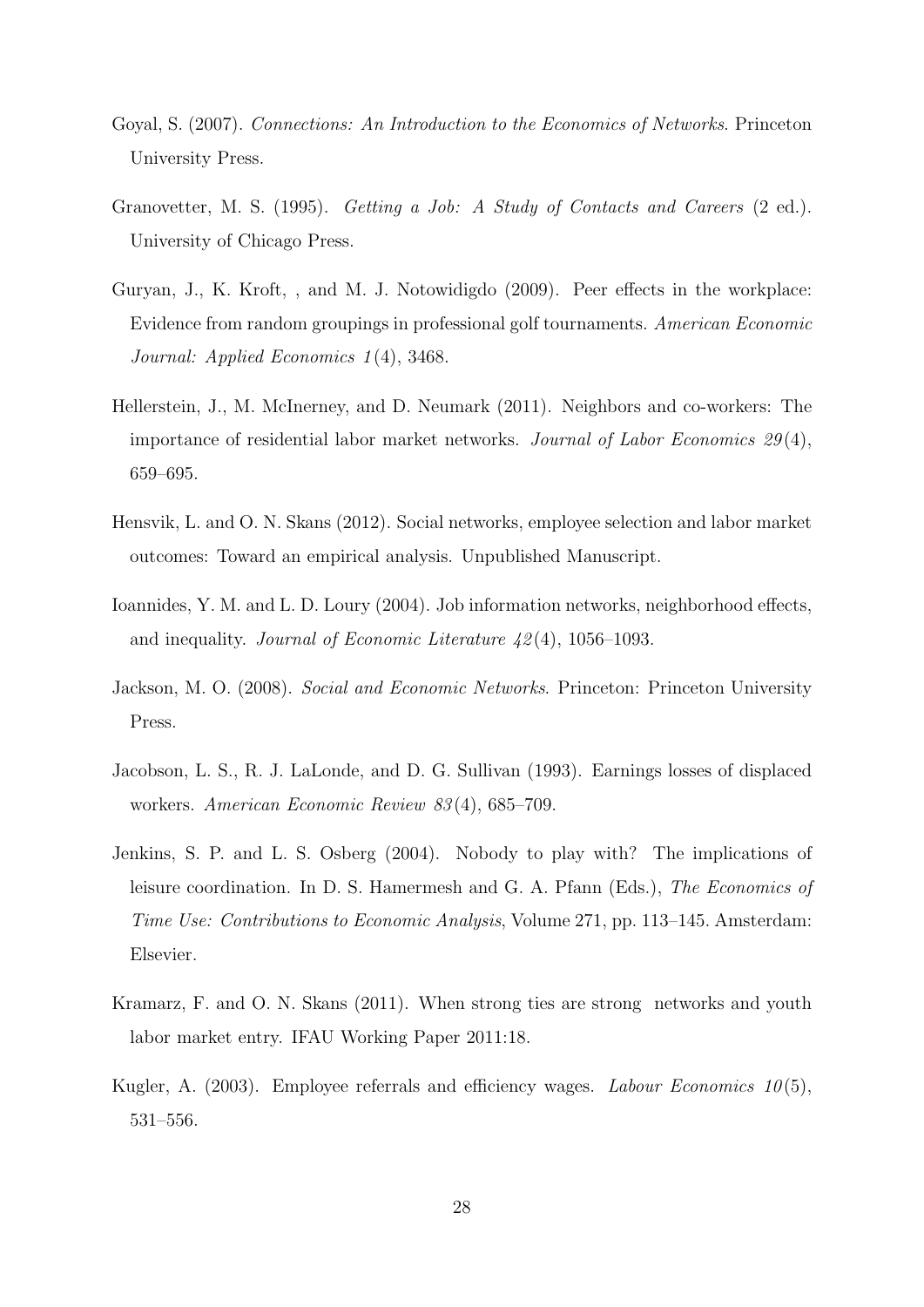Goyal, S. (2007). *Connections: An Introduction to the Economics of Networks*. Princeton University Press.

Granovetter, M. S. (1995). *Getting a Job: A Study of Contacts and Careers* (2 ed.). University of Chicago Press.

Guryan, J., K. Kroft, , and M. J. Notowidigdo (2009). Peer effects in the workplace: Evidence from random groupings in professional golf tournaments. *American Economic Journal: Applied Economics 1*(4), 3468.

Hellerstein, J., M. McInerney, and D. Neumark (2011). Neighbors and co-workers: The importance of residential labor market networks. *Journal of Labor Economics 29*(4), 659–695.

Hensvik, L. and O. N. Skans (2012). Social networks, employee selection and labor market outcomes: Toward an empirical analysis. Unpublished Manuscript.

Ioannides, Y. M. and L. D. Loury (2004). Job information networks, neighborhood effects, and inequality. *Journal of Economic Literature 42*(4), 1056–1093.

Jackson, M. O. (2008). *Social and Economic Networks*. Princeton: Princeton University Press.

Jacobson, L. S., R. J. LaLonde, and D. G. Sullivan (1993). Earnings losses of displaced workers. *American Economic Review 83*(4), 685–709.

Jenkins, S. P. and L. S. Osberg (2004). Nobody to play with? The implications of leisure coordination. In D. S. Hamermesh and G. A. Pfann (Eds.), *The Economics of Time Use: Contributions to Economic Analysis*, Volume 271, pp. 113–145. Amsterdam: Elsevier.

Kramarz, F. and O. N. Skans (2011). When strong ties are strong networks and youth labor market entry. IFAU Working Paper 2011:18.

Kugler, A. (2003). Employee referrals and efficiency wages. *Labour Economics 10*(5), 531–556.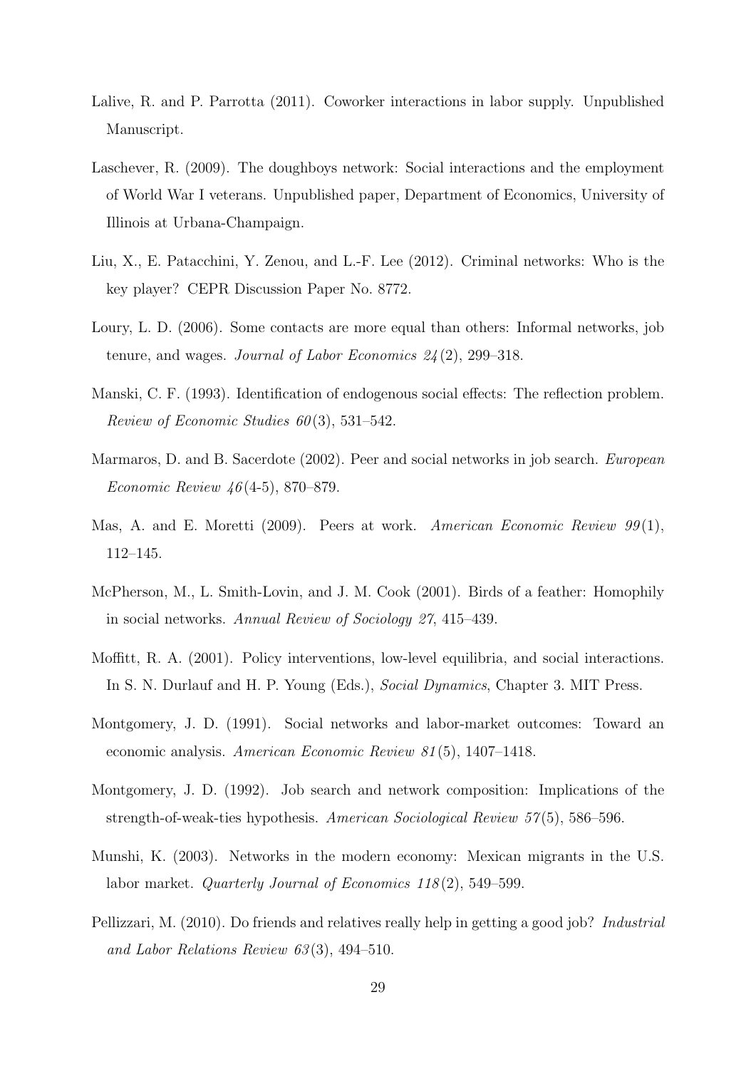Lalive, R. and P. Parrotta (2011). Coworker interactions in labor supply. Unpublished Manuscript.

Laschever, R. (2009). The doughboys network: Social interactions and the employment of World War I veterans. Unpublished paper, Department of Economics, University of Illinois at Urbana-Champaign.

Liu, X., E. Patacchini, Y. Zenou, and L.-F. Lee (2012). Criminal networks: Who is the key player? CEPR Discussion Paper No. 8772.

Loury, L. D. (2006). Some contacts are more equal than others: Informal networks, job tenure, and wages. *Journal of Labor Economics 24*(2), 299–318.

Manski, C. F. (1993). Identification of endogenous social effects: The reflection problem. *Review of Economic Studies 60*(3), 531–542.

Marmaros, D. and B. Sacerdote (2002). Peer and social networks in job search. *European Economic Review 46*(4-5), 870–879.

Mas, A. and E. Moretti (2009). Peers at work. *American Economic Review 99*(1), 112–145.

McPherson, M., L. Smith-Lovin, and J. M. Cook (2001). Birds of a feather: Homophily in social networks. *Annual Review of Sociology 27*, 415–439.

Moffitt, R. A. (2001). Policy interventions, low-level equilibria, and social interactions. In S. N. Durlauf and H. P. Young (Eds.), *Social Dynamics*, Chapter 3. MIT Press.

Montgomery, J. D. (1991). Social networks and labor-market outcomes: Toward an economic analysis. *American Economic Review 81*(5), 1407–1418.

Montgomery, J. D. (1992). Job search and network composition: Implications of the strength-of-weak-ties hypothesis. *American Sociological Review 57*(5), 586–596.

Munshi, K. (2003). Networks in the modern economy: Mexican migrants in the U.S. labor market. *Quarterly Journal of Economics 118*(2), 549–599.

Pellizzari, M. (2010). Do friends and relatives really help in getting a good job? *Industrial and Labor Relations Review 63*(3), 494–510.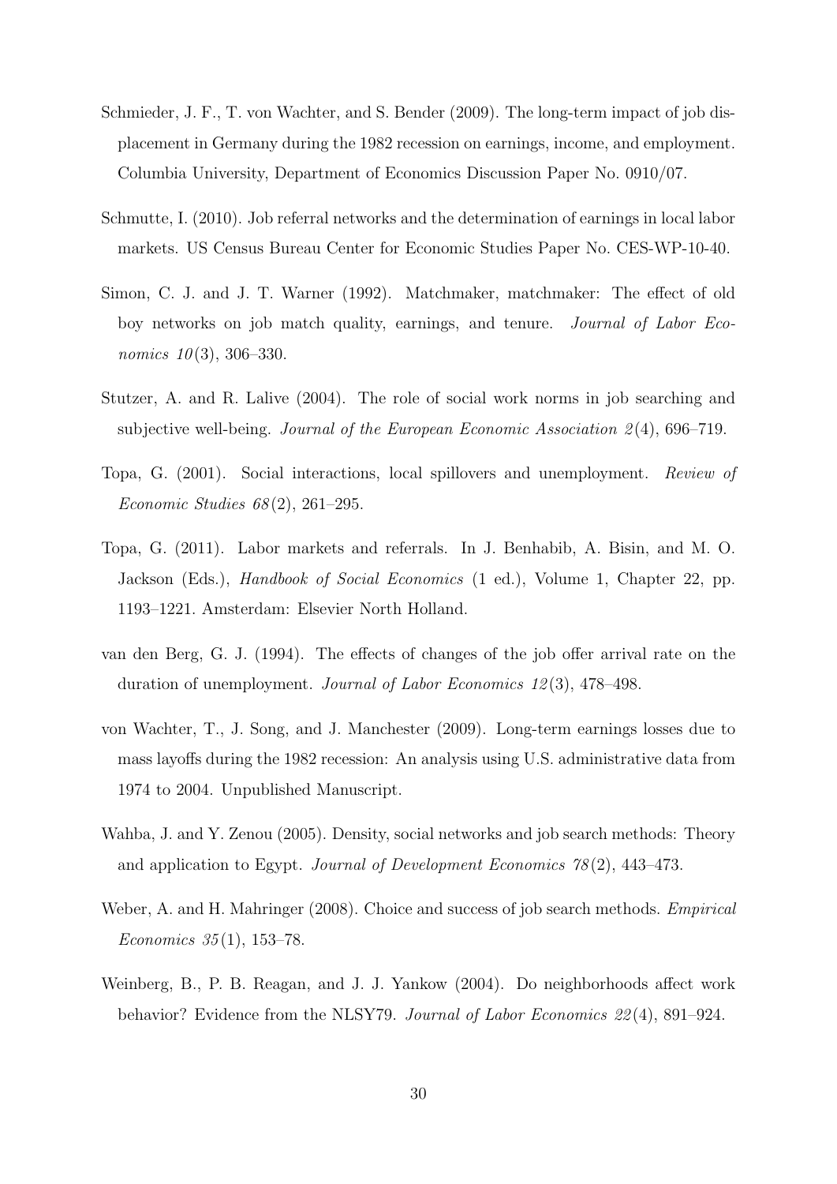Schmieder, J. F., T. von Wachter, and S. Bender (2009). The long-term impact of job displacement in Germany during the 1982 recession on earnings, income, and employment. Columbia University, Department of Economics Discussion Paper No. 0910/07.

Schmutte, I. (2010). Job referral networks and the determination of earnings in local labor markets. US Census Bureau Center for Economic Studies Paper No. CES-WP-10-40.

Simon, C. J. and J. T. Warner (1992). Matchmaker, matchmaker: The effect of old boy networks on job match quality, earnings, and tenure. *Journal of Labor Economics 10*(3), 306–330.

Stutzer, A. and R. Lalive (2004). The role of social work norms in job searching and subjective well-being. *Journal of the European Economic Association 2*(4), 696–719.

Topa, G. (2001). Social interactions, local spillovers and unemployment. *Review of Economic Studies 68*(2), 261–295.

Topa, G. (2011). Labor markets and referrals. In J. Benhabib, A. Bisin, and M. O. Jackson (Eds.), *Handbook of Social Economics* (1 ed.), Volume 1, Chapter 22, pp. 1193–1221. Amsterdam: Elsevier North Holland.

van den Berg, G. J. (1994). The effects of changes of the job offer arrival rate on the duration of unemployment. *Journal of Labor Economics 12*(3), 478–498.

von Wachter, T., J. Song, and J. Manchester (2009). Long-term earnings losses due to mass layoffs during the 1982 recession: An analysis using U.S. administrative data from 1974 to 2004. Unpublished Manuscript.

Wahba, J. and Y. Zenou (2005). Density, social networks and job search methods: Theory and application to Egypt. *Journal of Development Economics 78*(2), 443–473.

Weber, A. and H. Mahringer (2008). Choice and success of job search methods. *Empirical Economics 35*(1), 153–78.

Weinberg, B., P. B. Reagan, and J. J. Yankow (2004). Do neighborhoods affect work behavior? Evidence from the NLSY79. *Journal of Labor Economics 22*(4), 891–924.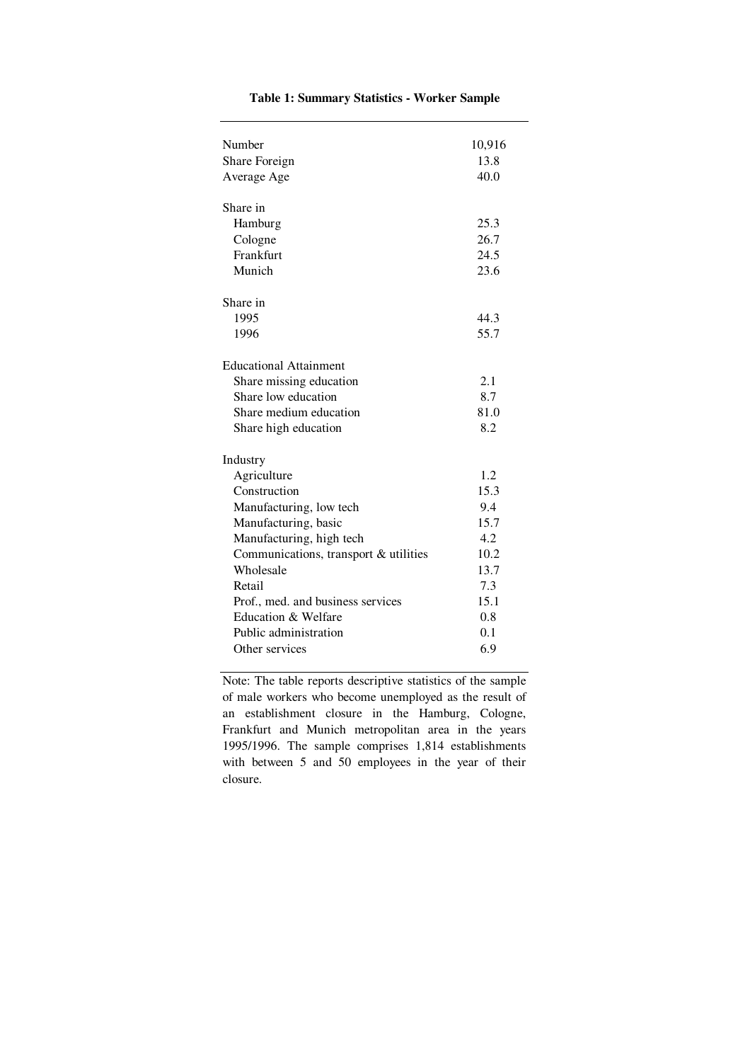**Table 1: Summary Statistics - Worker Sample**

| | |
|---|---|
| Number | 10,916 |
| Share Foreign | 13.8 |
| Average Age | 40.0 |
| | |
| Share in | |
| Hamburg | 25.3 |
| Cologne | 26.7 |
| Frankfurt | 24.5 |
| Munich | 23.6 |
| | |
| Share in | |
| 1995 | 44.3 |
| 1996 | 55.7 |
| | |
| Educational Attainment | |
| Share missing education | 2.1 |
| Share low education | 8.7 |
| Share medium education | 81.0 |
| Share high education | 8.2 |
| | |
| Industry | |
| Agriculture | 1.2 |
| Construction | 15.3 |
| Manufacturing, low tech | 9.4 |
| Manufacturing, basic | 15.7 |
| Manufacturing, high tech | 4.2 |
| Communications, transport & utilities | 10.2 |
| Wholesale | 13.7 |
| Retail | 7.3 |
| Prof., med. and business services | 15.1 |
| Education & Welfare | 0.8 |
| Public administration | 0.1 |
| Other services | 6.9 |

Note: The table reports descriptive statistics of the sample of male workers who become unemployed as the result of an establishment closure in the Hamburg, Cologne, Frankfurt and Munich metropolitan area in the years 1995/1996. The sample comprises 1,814 establishments with between 5 and 50 employees in the year of their closure.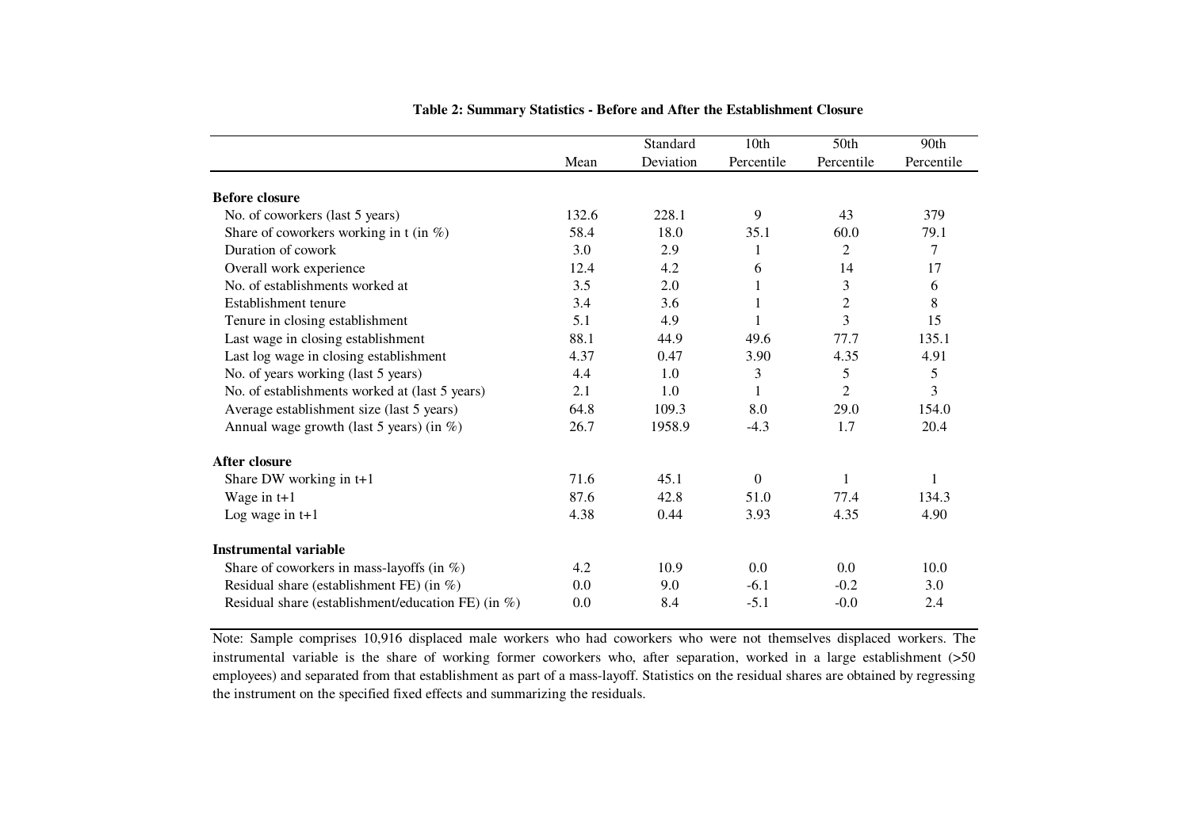**Table 2: Summary Statistics - Before and After the Establishment Closure**

| | Mean | Standard Deviation | 10th Percentile | 50th Percentile | 90th Percentile |
|---|---|---|---|---|---|
| **Before closure** | | | | | |
| No. of coworkers (last 5 years) | 132.6 | 228.1 | 9 | 43 | 379 |
| Share of coworkers working in t (in %) | 58.4 | 18.0 | 35.1 | 60.0 | 79.1 |
| Duration of cowork | 3.0 | 2.9 | 1 | 2 | 7 |
| Overall work experience | 12.4 | 4.2 | 6 | 14 | 17 |
| No. of establishments worked at | 3.5 | 2.0 | 1 | 3 | 6 |
| Establishment tenure | 3.4 | 3.6 | 1 | 2 | 8 |
| Tenure in closing establishment | 5.1 | 4.9 | 1 | 3 | 15 |
| Last wage in closing establishment | 88.1 | 44.9 | 49.6 | 77.7 | 135.1 |
| Last log wage in closing establishment | 4.37 | 0.47 | 3.90 | 4.35 | 4.91 |
| No. of years working (last 5 years) | 4.4 | 1.0 | 3 | 5 | 5 |
| No. of establishments worked at (last 5 years) | 2.1 | 1.0 | 1 | 2 | 3 |
| Average establishment size (last 5 years) | 64.8 | 109.3 | 8.0 | 29.0 | 154.0 |
| Annual wage growth (last 5 years) (in %) | 26.7 | 1958.9 | -4.3 | 1.7 | 20.4 |
| **After closure** | | | | | |
| Share DW working in t+1 | 71.6 | 45.1 | 0 | 1 | 1 |
| Wage in t+1 | 87.6 | 42.8 | 51.0 | 77.4 | 134.3 |
| Log wage in t+1 | 4.38 | 0.44 | 3.93 | 4.35 | 4.90 |
| **Instrumental variable** | | | | | |
| Share of coworkers in mass-layoffs (in %) | 4.2 | 10.9 | 0.0 | 0.0 | 10.0 |
| Residual share (establishment FE) (in %) | 0.0 | 9.0 | -6.1 | -0.2 | 3.0 |
| Residual share (establishment/education FE) (in %) | 0.0 | 8.4 | -5.1 | -0.0 | 2.4 |

Note: Sample comprises 10,916 displaced male workers who had coworkers who were not themselves displaced workers. The instrumental variable is the share of working former coworkers who, after separation, worked in a large establishment (>50 employees) and separated from that establishment as part of a mass-layoff. Statistics on the residual shares are obtained by regressing the instrument on the specified fixed effects and summarizing the residuals.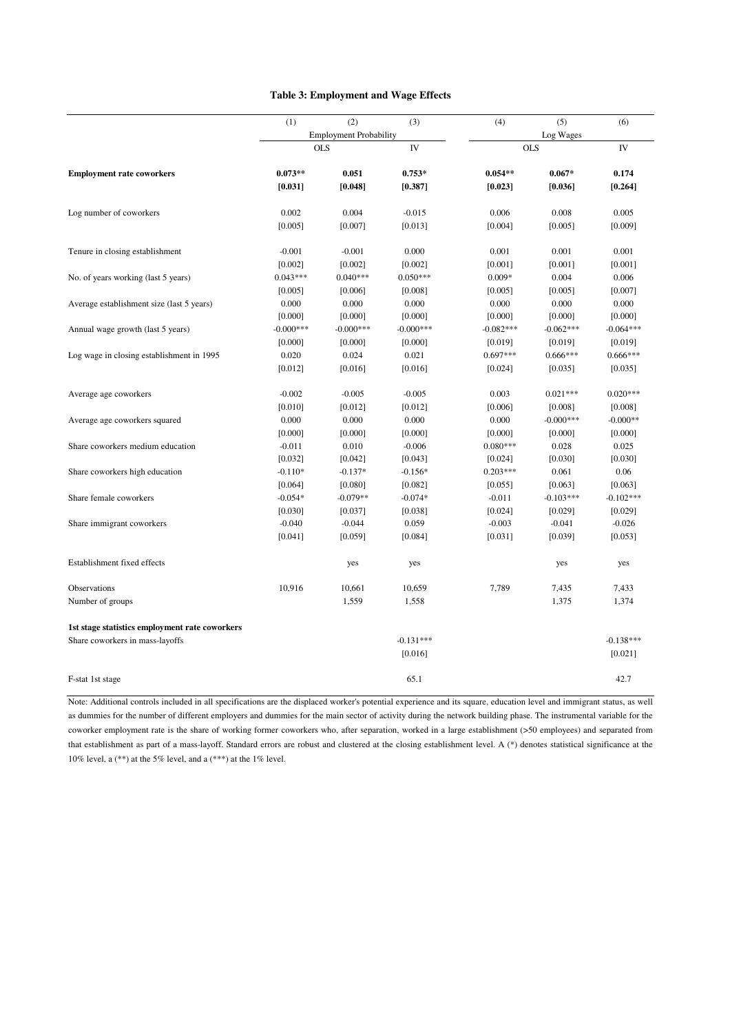**Table 3: Employment and Wage Effects**

| | (1) | (2) | (3) | (4) | (5) | (6) |
|---|---|---|---|---|---|---|
| | Employment Probability | | | Log Wages | | |
| | OLS | | IV | OLS | | IV |
| **Employment rate coworkers** | **0.073\*\*** | **0.051** | **0.753\*** | **0.054\*\*** | **0.067\*** | **0.174** |
| | **[0.031]** | **[0.048]** | **[0.387]** | **[0.023]** | **[0.036]** | **[0.264]** |
| Log number of coworkers | 0.002 | 0.004 | -0.015 | 0.006 | 0.008 | 0.005 |
| | [0.005] | [0.007] | [0.013] | [0.004] | [0.005] | [0.009] |
| Tenure in closing establishment | -0.001 | -0.001 | 0.000 | 0.001 | 0.001 | 0.001 |
| | [0.002] | [0.002] | [0.002] | [0.001] | [0.001] | [0.001] |
| No. of years working (last 5 years) | 0.043\*\*\* | 0.040\*\*\* | 0.050\*\*\* | 0.009\* | 0.004 | 0.006 |
| | [0.005] | [0.006] | [0.008] | [0.005] | [0.005] | [0.007] |
| Average establishment size (last 5 years) | 0.000 | 0.000 | 0.000 | 0.000 | 0.000 | 0.000 |
| | [0.000] | [0.000] | [0.000] | [0.000] | [0.000] | [0.000] |
| Annual wage growth (last 5 years) | -0.000\*\*\* | -0.000\*\*\* | -0.000\*\*\* | -0.082\*\*\* | -0.062\*\*\* | -0.064\*\*\* |
| | [0.000] | [0.000] | [0.000] | [0.019] | [0.019] | [0.019] |
| Log wage in closing establishment in 1995 | 0.020 | 0.024 | 0.021 | 0.697\*\*\* | 0.666\*\*\* | 0.666\*\*\* |
| | [0.012] | [0.016] | [0.016] | [0.024] | [0.035] | [0.035] |
| Average age coworkers | -0.002 | -0.005 | -0.005 | 0.003 | 0.021\*\*\* | 0.020\*\*\* |
| | [0.010] | [0.012] | [0.012] | [0.006] | [0.008] | [0.008] |
| Average age coworkers squared | 0.000 | 0.000 | 0.000 | 0.000 | -0.000\*\*\* | -0.000\*\* |
| | [0.000] | [0.000] | [0.000] | [0.000] | [0.000] | [0.000] |
| Share coworkers medium education | -0.011 | 0.010 | -0.006 | 0.080\*\*\* | 0.028 | 0.025 |
| | [0.032] | [0.042] | [0.043] | [0.024] | [0.030] | [0.030] |
| Share coworkers high education | -0.110\* | -0.137\* | -0.156\* | 0.203\*\*\* | 0.061 | 0.06 |
| | [0.064] | [0.080] | [0.082] | [0.055] | [0.063] | [0.063] |
| Share female coworkers | -0.054\* | -0.079\*\* | -0.074\* | -0.011 | -0.103\*\*\* | -0.102\*\*\* |
| | [0.030] | [0.037] | [0.038] | [0.024] | [0.029] | [0.029] |
| Share immigrant coworkers | -0.040 | -0.044 | 0.059 | -0.003 | -0.041 | -0.026 |
| | [0.041] | [0.059] | [0.084] | [0.031] | [0.039] | [0.053] |
| Establishment fixed effects | | yes | yes | | yes | yes |
| Observations | 10,916 | 10,661 | 10,659 | 7,789 | 7,435 | 7,433 |
| Number of groups | | 1,559 | 1,558 | | 1,375 | 1,374 |
| **1st stage statistics employment rate coworkers** | | | | | | |
| Share coworkers in mass-layoffs | | | -0.131\*\*\* | | | -0.138\*\*\* |
| | | | [0.016] | | | [0.021] |
| F-stat 1st stage | | | 65.1 | | | 42.7 |

Note: Additional controls included in all specifications are the displaced worker's potential experience and its square, education level and immigrant status, as well as dummies for the number of different employers and dummies for the main sector of activity during the network building phase. The instrumental variable for the coworker employment rate is the share of working former coworkers who, after separation, worked in a large establishment (>50 employees) and separated from that establishment as part of a mass-layoff. Standard errors are robust and clustered at the closing establishment level. A (\*) denotes statistical significance at the 10% level, a (\*\*) at the 5% level, and a (\*\*\*) at the 1% level.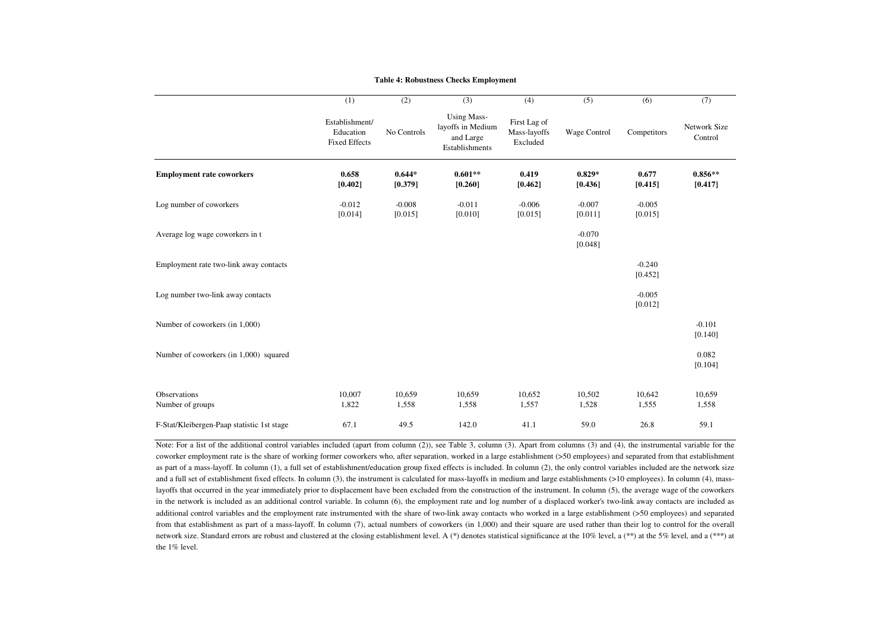**Table 4: Robustness Checks Employment**

| | (1) | (2) | (3) | (4) | (5) | (6) | (7) |
|---|---|---|---|---|---|---|---|
| | Establishment/ Education Fixed Effects | No Controls | Using Mass-layoffs in Medium and Large Establishments | First Lag of Mass-layoffs Excluded | Wage Control | Competitors | Network Size Control |
| **Employment rate coworkers** | **0.658** | **0.644*** | **0.601**** | **0.419** | **0.829*** | **0.677** | **0.856**** |
| | **[0.402]** | **[0.379]** | **[0.260]** | **[0.462]** | **[0.436]** | **[0.415]** | **[0.417]** |
| Log number of coworkers | -0.012 | -0.008 | -0.011 | -0.006 | -0.007 | -0.005 | |
| | [0.014] | [0.015] | [0.010] | [0.015] | [0.011] | [0.015] | |
| Average log wage coworkers in t | | | | | -0.070 | | |
| | | | | | [0.048] | | |
| Employment rate two-link away contacts | | | | | | -0.240 | |
| | | | | | | [0.452] | |
| Log number two-link away contacts | | | | | | -0.005 | |
| | | | | | | [0.012] | |
| Number of coworkers (in 1,000) | | | | | | | -0.101 |
| | | | | | | | [0.140] |
| Number of coworkers (in 1,000) squared | | | | | | | 0.082 |
| | | | | | | | [0.104] |
| Observations | 10,007 | 10,659 | 10,659 | 10,652 | 10,502 | 10,642 | 10,659 |
| Number of groups | 1,822 | 1,558 | 1,558 | 1,557 | 1,528 | 1,555 | 1,558 |
| F-Stat/Kleibergen-Paap statistic 1st stage | 67.1 | 49.5 | 142.0 | 41.1 | 59.0 | 26.8 | 59.1 |

Note: For a list of the additional control variables included (apart from column (2)), see Table 3, column (3). Apart from columns (3) and (4), the instrumental variable for the coworker employment rate is the share of working former coworkers who, after separation, worked in a large establishment (>50 employees) and separated from that establishment as part of a mass-layoff. In column (1), a full set of establishment/education group fixed effects is included. In column (2), the only control variables included are the network size and a full set of establishment fixed effects. In column (3), the instrument is calculated for mass-layoffs in medium and large establishments (>10 employees). In column (4), mass-layoffs that occurred in the year immediately prior to displacement have been excluded from the construction of the instrument. In column (5), the average wage of the coworkers in the network is included as an additional control variable. In column (6), the employment rate and log number of a displaced worker's two-link away contacts are included as additional control variables and the employment rate instrumented with the share of two-link away contacts who worked in a large establishment (>50 employees) and separated from that establishment as part of a mass-layoff. In column (7), actual numbers of coworkers (in 1,000) and their square are used rather than their log to control for the overall network size. Standard errors are robust and clustered at the closing establishment level. A (*) denotes statistical significance at the 10% level, a (**) at the 5% level, and a (***) at the 1% level.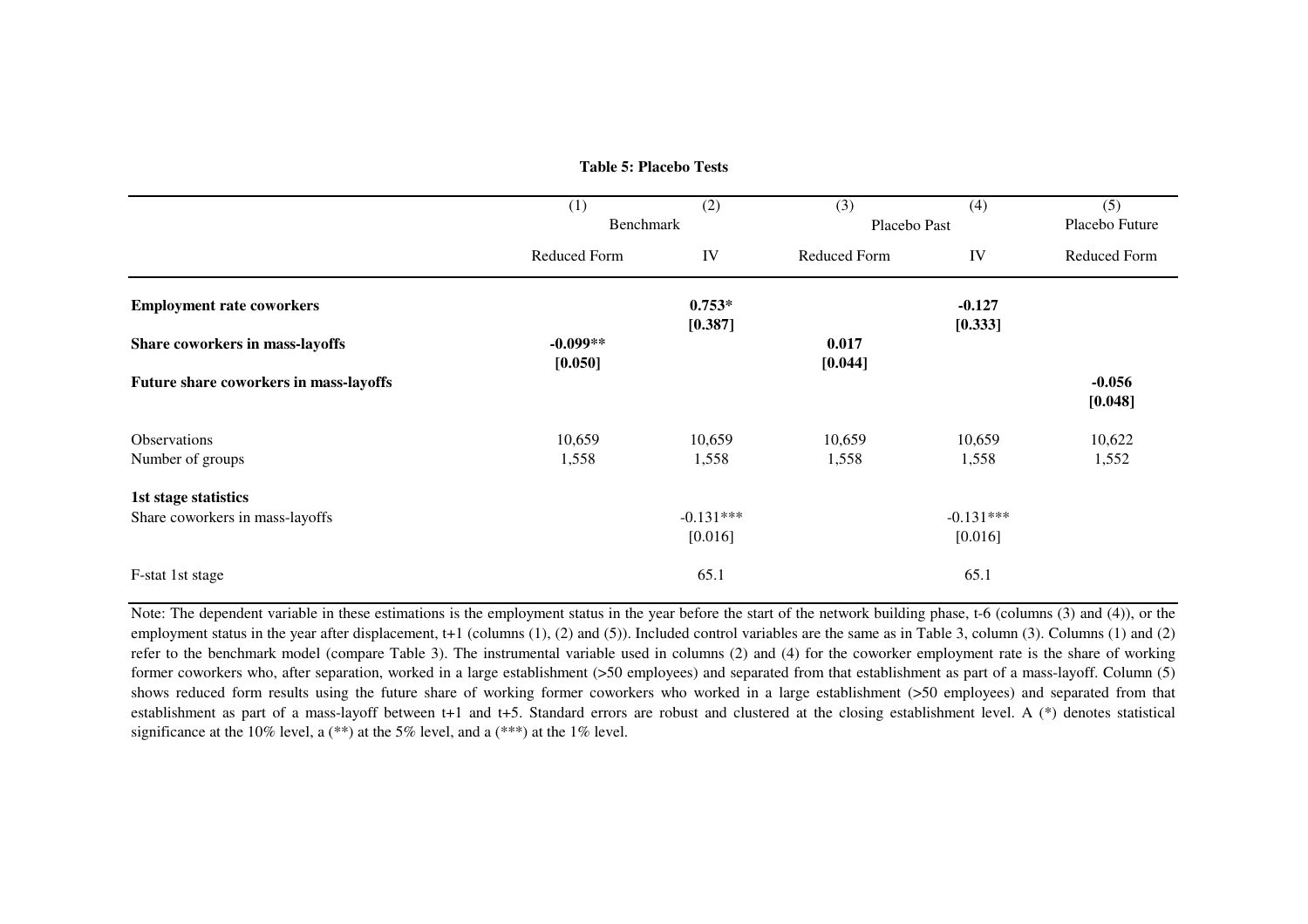**Table 5: Placebo Tests**

| | (1) | (2) | (3) | (4) | (5) |
|---|---|---|---|---|---|
| | Benchmark | | Placebo Past | | Placebo Future |
| | Reduced Form | IV | Reduced Form | IV | Reduced Form |
| **Employment rate coworkers** | | **0.753*** | | **-0.127** | |
| | | **[0.387]** | | **[0.333]** | |
| **Share coworkers in mass-layoffs** | **-0.099**** | | **0.017** | | |
| | **[0.050]** | | **[0.044]** | | |
| **Future share coworkers in mass-layoffs** | | | | | **-0.056** |
| | | | | | **[0.048]** |
| Observations | 10,659 | 10,659 | 10,659 | 10,659 | 10,622 |
| Number of groups | 1,558 | 1,558 | 1,558 | 1,558 | 1,552 |
| **1st stage statistics** | | | | | |
| Share coworkers in mass-layoffs | | -0.131*** | | -0.131*** | |
| | | [0.016] | | [0.016] | |
| F-stat 1st stage | | 65.1 | | 65.1 | |

Note: The dependent variable in these estimations is the employment status in the year before the start of the network building phase, t-6 (columns (3) and (4)), or the employment status in the year after displacement, t+1 (columns (1), (2) and (5)). Included control variables are the same as in Table 3, column (3). Columns (1) and (2) refer to the benchmark model (compare Table 3). The instrumental variable used in columns (2) and (4) for the coworker employment rate is the share of working former coworkers who, after separation, worked in a large establishment (>50 employees) and separated from that establishment as part of a mass-layoff. Column (5) shows reduced form results using the future share of working former coworkers who worked in a large establishment (>50 employees) and separated from that establishment as part of a mass-layoff between t+1 and t+5. Standard errors are robust and clustered at the closing establishment level. A (*) denotes statistical significance at the 10% level, a (**) at the 5% level, and a (***) at the 1% level.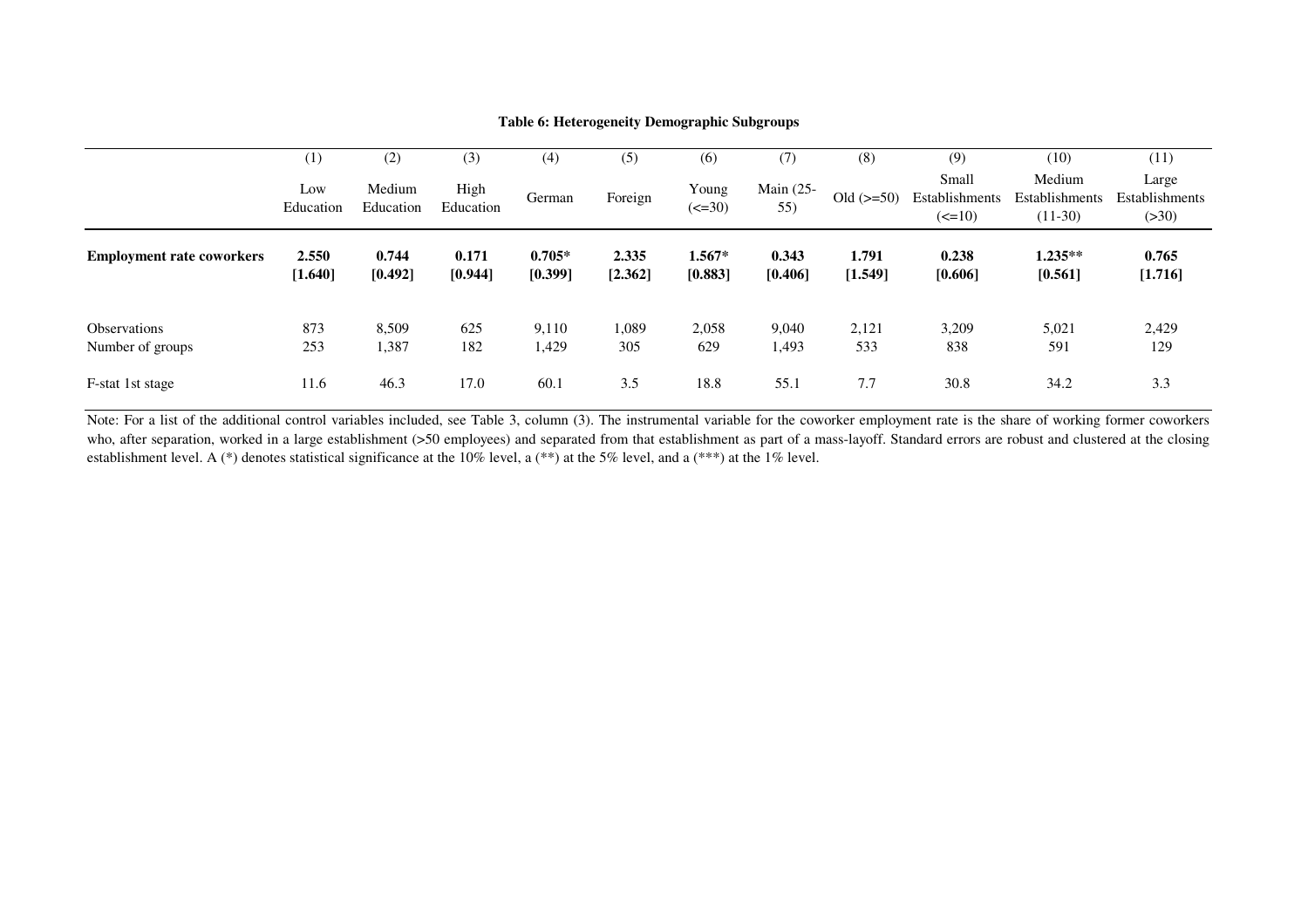**Table 6: Heterogeneity Demographic Subgroups**

| | (1) | (2) | (3) | (4) | (5) | (6) | (7) | (8) | (9) | (10) | (11) |
|---|---|---|---|---|---|---|---|---|---|---|---|
| | Low Education | Medium Education | High Education | German | Foreign | Young (<=30) | Main (25-55) | Old (>=50) | Small Establishments (<=10) | Medium Establishments (11-30) | Large Establishments (>30) |
| **Employment rate coworkers** | **2.550** | **0.744** | **0.171** | **0.705*** | **2.335** | **1.567*** | **0.343** | **1.791** | **0.238** | **1.235**** | **0.765** |
| | **[1.640]** | **[0.492]** | **[0.944]** | **[0.399]** | **[2.362]** | **[0.883]** | **[0.406]** | **[1.549]** | **[0.606]** | **[0.561]** | **[1.716]** |
| Observations | 873 | 8,509 | 625 | 9,110 | 1,089 | 2,058 | 9,040 | 2,121 | 3,209 | 5,021 | 2,429 |
| Number of groups | 253 | 1,387 | 182 | 1,429 | 305 | 629 | 1,493 | 533 | 838 | 591 | 129 |
| F-stat 1st stage | 11.6 | 46.3 | 17.0 | 60.1 | 3.5 | 18.8 | 55.1 | 7.7 | 30.8 | 34.2 | 3.3 |

Note: For a list of the additional control variables included, see Table 3, column (3). The instrumental variable for the coworker employment rate is the share of working former coworkers who, after separation, worked in a large establishment (>50 employees) and separated from that establishment as part of a mass-layoff. Standard errors are robust and clustered at the closing establishment level. A (*) denotes statistical significance at the 10% level, a (**) at the 5% level, and a (***) at the 1% level.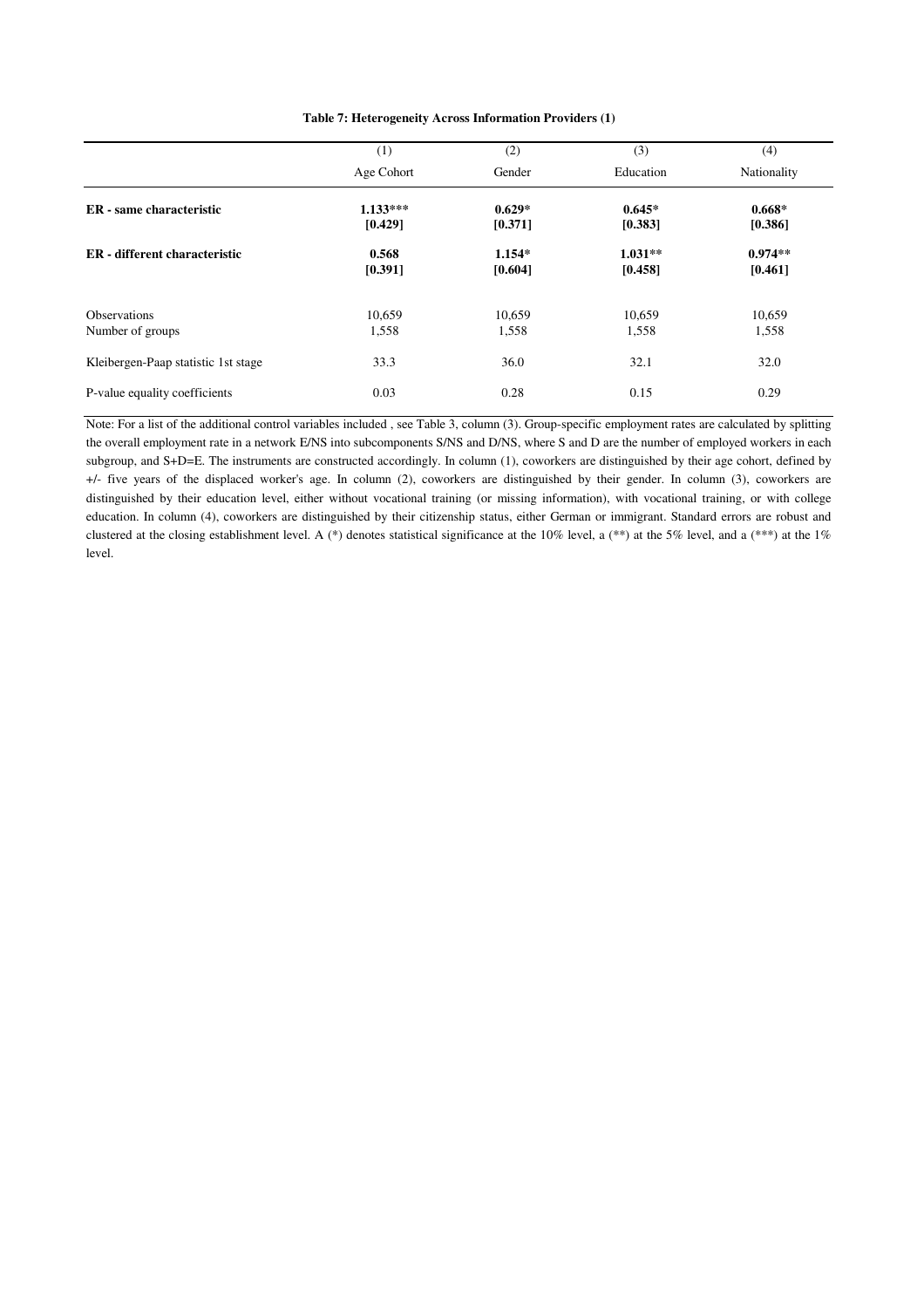**Table 7: Heterogeneity Across Information Providers (1)**

| | (1) | (2) | (3) | (4) |
|---|---|---|---|---|
| | Age Cohort | Gender | Education | Nationality |
| **ER - same characteristic** | **1.133*****<br>**[0.429]** | **0.629***<br>**[0.371]** | **0.645***<br>**[0.383]** | **0.668***<br>**[0.386]** |
| **ER - different characteristic** | **0.568**<br>**[0.391]** | **1.154***<br>**[0.604]** | **1.031****<br>**[0.458]** | **0.974****<br>**[0.461]** |
| Observations | 10,659 | 10,659 | 10,659 | 10,659 |
| Number of groups | 1,558 | 1,558 | 1,558 | 1,558 |
| Kleibergen-Paap statistic 1st stage | 33.3 | 36.0 | 32.1 | 32.0 |
| P-value equality coefficients | 0.03 | 0.28 | 0.15 | 0.29 |

Note: For a list of the additional control variables included , see Table 3, column (3). Group-specific employment rates are calculated by splitting the overall employment rate in a network E/NS into subcomponents S/NS and D/NS, where S and D are the number of employed workers in each subgroup, and S+D=E. The instruments are constructed accordingly. In column (1), coworkers are distinguished by their age cohort, defined by +/- five years of the displaced worker's age. In column (2), coworkers are distinguished by their gender. In column (3), coworkers are distinguished by their education level, either without vocational training (or missing information), with vocational training, or with college education. In column (4), coworkers are distinguished by their citizenship status, either German or immigrant. Standard errors are robust and clustered at the closing establishment level. A (*) denotes statistical significance at the 10% level, a (**) at the 5% level, and a (***) at the 1% level.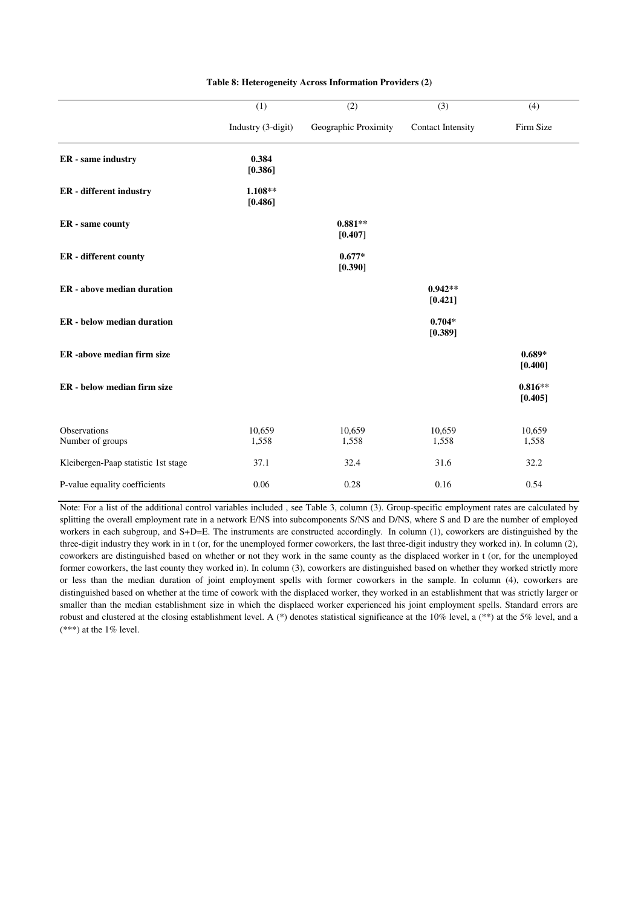**Table 8: Heterogeneity Across Information Providers (2)**

| | (1) | (2) | (3) | (4) |
|---|---|---|---|---|
| | Industry (3-digit) | Geographic Proximity | Contact Intensity | Firm Size |
| **ER - same industry** | **0.384** [0.386] | | | |
| **ER - different industry** | **1.108**** [0.486] | | | |
| **ER - same county** | | **0.881**** [0.407] | | |
| **ER - different county** | | **0.677*** [0.390] | | |
| **ER - above median duration** | | | **0.942**** [0.421] | |
| **ER - below median duration** | | | **0.704*** [0.389] | |
| **ER -above median firm size** | | | | **0.689*** [0.400] |
| **ER - below median firm size** | | | | **0.816**** [0.405] |
| Observations | 10,659 | 10,659 | 10,659 | 10,659 |
| Number of groups | 1,558 | 1,558 | 1,558 | 1,558 |
| Kleibergen-Paap statistic 1st stage | 37.1 | 32.4 | 31.6 | 32.2 |
| P-value equality coefficients | 0.06 | 0.28 | 0.16 | 0.54 |

Note: For a list of the additional control variables included , see Table 3, column (3). Group-specific employment rates are calculated by splitting the overall employment rate in a network E/NS into subcomponents S/NS and D/NS, where S and D are the number of employed workers in each subgroup, and S+D=E. The instruments are constructed accordingly. In column (1), coworkers are distinguished by the three-digit industry they work in in t (or, for the unemployed former coworkers, the last three-digit industry they worked in). In column (2), coworkers are distinguished based on whether or not they work in the same county as the displaced worker in t (or, for the unemployed former coworkers, the last county they worked in). In column (3), coworkers are distinguished based on whether they worked strictly more or less than the median duration of joint employment spells with former coworkers in the sample. In column (4), coworkers are distinguished based on whether at the time of cowork with the displaced worker, they worked in an establishment that was strictly larger or smaller than the median establishment size in which the displaced worker experienced his joint employment spells. Standard errors are robust and clustered at the closing establishment level. A (*) denotes statistical significance at the 10% level, a (**) at the 5% level, and a (***) at the 1% level.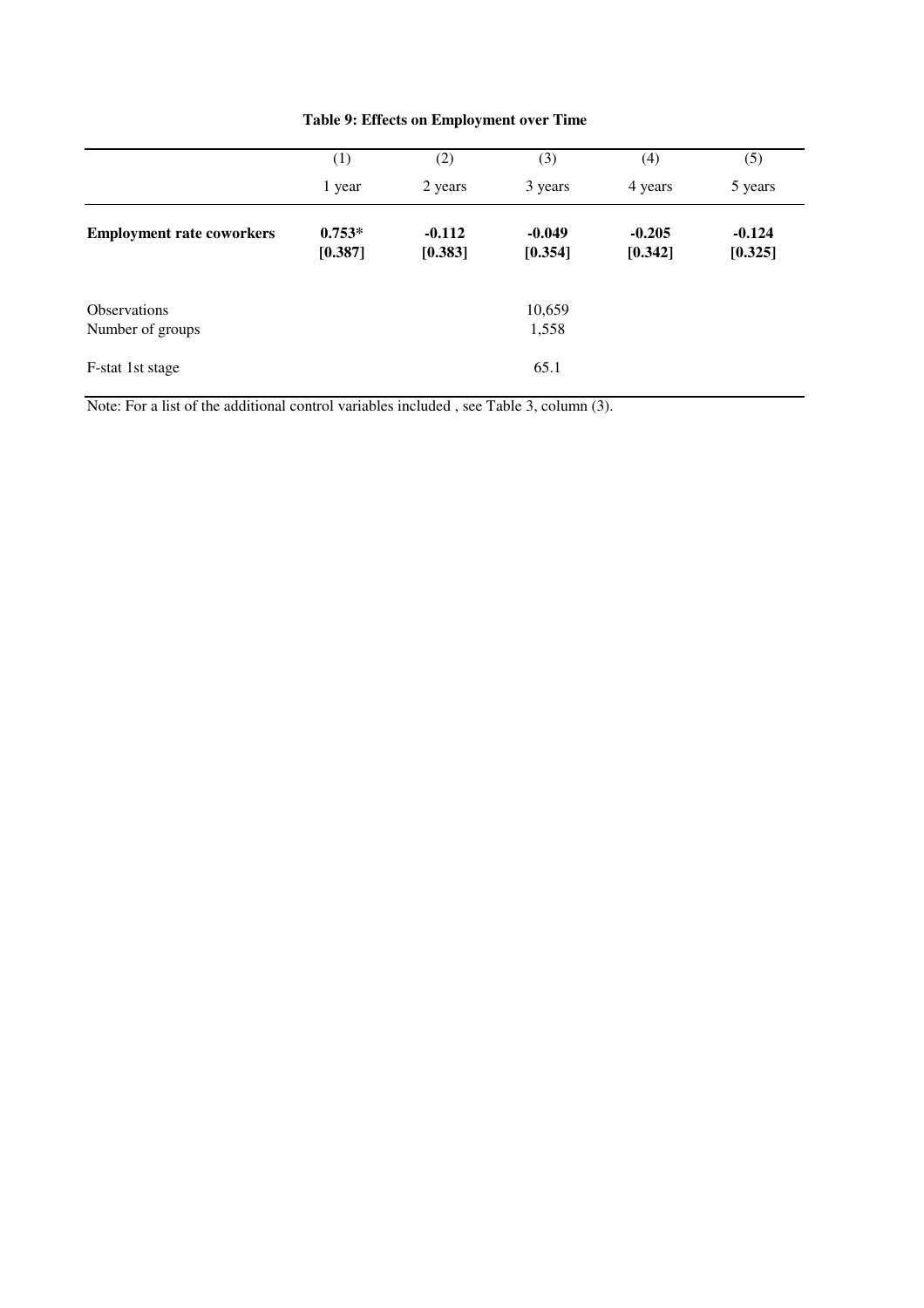**Table 9: Effects on Employment over Time**

| | (1) | (2) | (3) | (4) | (5) |
|---|---|---|---|---|---|
| | 1 year | 2 years | 3 years | 4 years | 5 years |
| **Employment rate coworkers** | **0.753*** | **-0.112** | **-0.049** | **-0.205** | **-0.124** |
| | **[0.387]** | **[0.383]** | **[0.354]** | **[0.342]** | **[0.325]** |
| Observations | | | 10,659 | | |
| Number of groups | | | 1,558 | | |
| F-stat 1st stage | | | 65.1 | | |

Note: For a list of the additional control variables included , see Table 3, column (3).